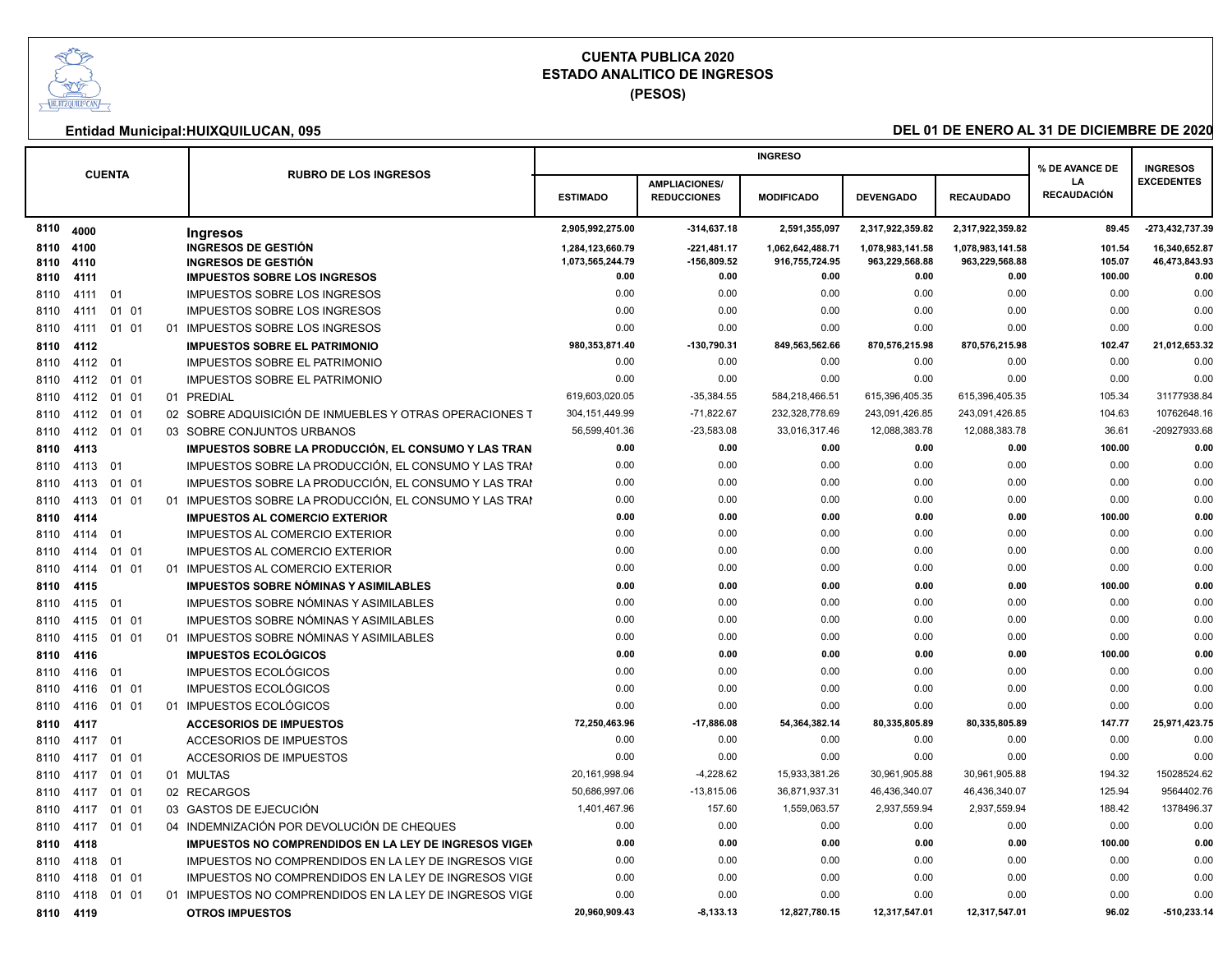# CUENTA PUBLICA 2020
## ESTADO ANALITICO DE INGRESOS
### (PESOS)

**Entidad Municipal:HUIXQUILUCAN, 095** **DEL 01 DE ENERO AL 31 DE DICIEMBRE DE 2020**

| CUENTA | | | | RUBRO DE LOS INGRESOS | INGRESO | | | | | % DE AVANCE DE LA RECAUDACIÓN | INGRESOS EXCEDENTES |
|---|---|---|---|---|---|---|---|---|---|---|---|
| | | | | | ESTIMADO | AMPLIACIONES/ REDUCCIONES | MODIFICADO | DEVENGADO | RECAUDADO | | |
| **8110** | **4000** | | | **Ingresos** | **2,905,992,275.00** | **-314,637.18** | **2,591,355,097** | **2,317,922,359.82** | **2,317,922,359.82** | **89.45** | **-273,432,737.39** |
| **8110** | **4100** | | | **INGRESOS DE GESTIÓN** | **1,284,123,660.79** | **-221,481.17** | **1,062,642,488.71** | **1,078,983,141.58** | **1,078,983,141.58** | **101.54** | **16,340,652.87** |
| **8110** | **4110** | | | **INGRESOS DE GESTIÓN** | **1,073,565,244.79** | **-156,809.52** | **916,755,724.95** | **963,229,568.88** | **963,229,568.88** | **105.07** | **46,473,843.93** |
| **8110** | **4111** | | | **IMPUESTOS SOBRE LOS INGRESOS** | **0.00** | **0.00** | **0.00** | **0.00** | **0.00** | **100.00** | **0.00** |
| 8110 | 4111 | 01 | | IMPUESTOS SOBRE LOS INGRESOS | 0.00 | 0.00 | 0.00 | 0.00 | 0.00 | 0.00 | 0.00 |
| 8110 | 4111 | 01 01 | | IMPUESTOS SOBRE LOS INGRESOS | 0.00 | 0.00 | 0.00 | 0.00 | 0.00 | 0.00 | 0.00 |
| 8110 | 4111 | 01 01 | 01 | IMPUESTOS SOBRE LOS INGRESOS | 0.00 | 0.00 | 0.00 | 0.00 | 0.00 | 0.00 | 0.00 |
| **8110** | **4112** | | | **IMPUESTOS SOBRE EL PATRIMONIO** | **980,353,871.40** | **-130,790.31** | **849,563,562.66** | **870,576,215.98** | **870,576,215.98** | **102.47** | **21,012,653.32** |
| 8110 | 4112 | 01 | | IMPUESTOS SOBRE EL PATRIMONIO | 0.00 | 0.00 | 0.00 | 0.00 | 0.00 | 0.00 | 0.00 |
| 8110 | 4112 | 01 01 | | IMPUESTOS SOBRE EL PATRIMONIO | 0.00 | 0.00 | 0.00 | 0.00 | 0.00 | 0.00 | 0.00 |
| 8110 | 4112 | 01 01 | 01 | PREDIAL | 619,603,020.05 | -35,384.55 | 584,218,466.51 | 615,396,405.35 | 615,396,405.35 | 105.34 | 31177938.84 |
| 8110 | 4112 | 01 01 | 02 | SOBRE ADQUISICIÓN DE INMUEBLES Y OTRAS OPERACIONES T | 304,151,449.99 | -71,822.67 | 232,328,778.69 | 243,091,426.85 | 243,091,426.85 | 104.63 | 10762648.16 |
| 8110 | 4112 | 01 01 | 03 | SOBRE CONJUNTOS URBANOS | 56,599,401.36 | -23,583.08 | 33,016,317.46 | 12,088,383.78 | 12,088,383.78 | 36.61 | -20927933.68 |
| **8110** | **4113** | | | **IMPUESTOS SOBRE LA PRODUCCIÓN, EL CONSUMO Y LAS TRAN** | **0.00** | **0.00** | **0.00** | **0.00** | **0.00** | **100.00** | **0.00** |
| 8110 | 4113 | 01 | | IMPUESTOS SOBRE LA PRODUCCIÓN, EL CONSUMO Y LAS TRAI | 0.00 | 0.00 | 0.00 | 0.00 | 0.00 | 0.00 | 0.00 |
| 8110 | 4113 | 01 01 | | IMPUESTOS SOBRE LA PRODUCCIÓN, EL CONSUMO Y LAS TRAI | 0.00 | 0.00 | 0.00 | 0.00 | 0.00 | 0.00 | 0.00 |
| 8110 | 4113 | 01 01 | 01 | IMPUESTOS SOBRE LA PRODUCCIÓN, EL CONSUMO Y LAS TRAI | 0.00 | 0.00 | 0.00 | 0.00 | 0.00 | 0.00 | 0.00 |
| **8110** | **4114** | | | **IMPUESTOS AL COMERCIO EXTERIOR** | **0.00** | **0.00** | **0.00** | **0.00** | **0.00** | **100.00** | **0.00** |
| 8110 | 4114 | 01 | | IMPUESTOS AL COMERCIO EXTERIOR | 0.00 | 0.00 | 0.00 | 0.00 | 0.00 | 0.00 | 0.00 |
| 8110 | 4114 | 01 01 | | IMPUESTOS AL COMERCIO EXTERIOR | 0.00 | 0.00 | 0.00 | 0.00 | 0.00 | 0.00 | 0.00 |
| 8110 | 4114 | 01 01 | 01 | IMPUESTOS AL COMERCIO EXTERIOR | 0.00 | 0.00 | 0.00 | 0.00 | 0.00 | 0.00 | 0.00 |
| **8110** | **4115** | | | **IMPUESTOS SOBRE NÓMINAS Y ASIMILABLES** | **0.00** | **0.00** | **0.00** | **0.00** | **0.00** | **100.00** | **0.00** |
| 8110 | 4115 | 01 | | IMPUESTOS SOBRE NÓMINAS Y ASIMILABLES | 0.00 | 0.00 | 0.00 | 0.00 | 0.00 | 0.00 | 0.00 |
| 8110 | 4115 | 01 01 | | IMPUESTOS SOBRE NÓMINAS Y ASIMILABLES | 0.00 | 0.00 | 0.00 | 0.00 | 0.00 | 0.00 | 0.00 |
| 8110 | 4115 | 01 01 | 01 | IMPUESTOS SOBRE NÓMINAS Y ASIMILABLES | 0.00 | 0.00 | 0.00 | 0.00 | 0.00 | 0.00 | 0.00 |
| **8110** | **4116** | | | **IMPUESTOS ECOLÓGICOS** | **0.00** | **0.00** | **0.00** | **0.00** | **0.00** | **100.00** | **0.00** |
| 8110 | 4116 | 01 | | IMPUESTOS ECOLÓGICOS | 0.00 | 0.00 | 0.00 | 0.00 | 0.00 | 0.00 | 0.00 |
| 8110 | 4116 | 01 01 | | IMPUESTOS ECOLÓGICOS | 0.00 | 0.00 | 0.00 | 0.00 | 0.00 | 0.00 | 0.00 |
| 8110 | 4116 | 01 01 | 01 | IMPUESTOS ECOLÓGICOS | 0.00 | 0.00 | 0.00 | 0.00 | 0.00 | 0.00 | 0.00 |
| **8110** | **4117** | | | **ACCESORIOS DE IMPUESTOS** | **72,250,463.96** | **-17,886.08** | **54,364,382.14** | **80,335,805.89** | **80,335,805.89** | **147.77** | **25,971,423.75** |
| 8110 | 4117 | 01 | | ACCESORIOS DE IMPUESTOS | 0.00 | 0.00 | 0.00 | 0.00 | 0.00 | 0.00 | 0.00 |
| 8110 | 4117 | 01 01 | | ACCESORIOS DE IMPUESTOS | 0.00 | 0.00 | 0.00 | 0.00 | 0.00 | 0.00 | 0.00 |
| 8110 | 4117 | 01 01 | 01 | MULTAS | 20,161,998.94 | -4,228.62 | 15,933,381.26 | 30,961,905.88 | 30,961,905.88 | 194.32 | 15028524.62 |
| 8110 | 4117 | 01 01 | 02 | RECARGOS | 50,686,997.06 | -13,815.06 | 36,871,937.31 | 46,436,340.07 | 46,436,340.07 | 125.94 | 9564402.76 |
| 8110 | 4117 | 01 01 | 03 | GASTOS DE EJECUCIÓN | 1,401,467.96 | 157.60 | 1,559,063.57 | 2,937,559.94 | 2,937,559.94 | 188.42 | 1378496.37 |
| 8110 | 4117 | 01 01 | 04 | INDEMNIZACIÓN POR DEVOLUCIÓN DE CHEQUES | 0.00 | 0.00 | 0.00 | 0.00 | 0.00 | 0.00 | 0.00 |
| **8110** | **4118** | | | **IMPUESTOS NO COMPRENDIDOS EN LA LEY DE INGRESOS VIGEN** | **0.00** | **0.00** | **0.00** | **0.00** | **0.00** | **100.00** | **0.00** |
| 8110 | 4118 | 01 | | IMPUESTOS NO COMPRENDIDOS EN LA LEY DE INGRESOS VIGE | 0.00 | 0.00 | 0.00 | 0.00 | 0.00 | 0.00 | 0.00 |
| 8110 | 4118 | 01 01 | | IMPUESTOS NO COMPRENDIDOS EN LA LEY DE INGRESOS VIGE | 0.00 | 0.00 | 0.00 | 0.00 | 0.00 | 0.00 | 0.00 |
| 8110 | 4118 | 01 01 | 01 | IMPUESTOS NO COMPRENDIDOS EN LA LEY DE INGRESOS VIGE | 0.00 | 0.00 | 0.00 | 0.00 | 0.00 | 0.00 | 0.00 |
| **8110** | **4119** | | | **OTROS IMPUESTOS** | **20,960,909.43** | **-8,133.13** | **12,827,780.15** | **12,317,547.01** | **12,317,547.01** | **96.02** | **-510,233.14** |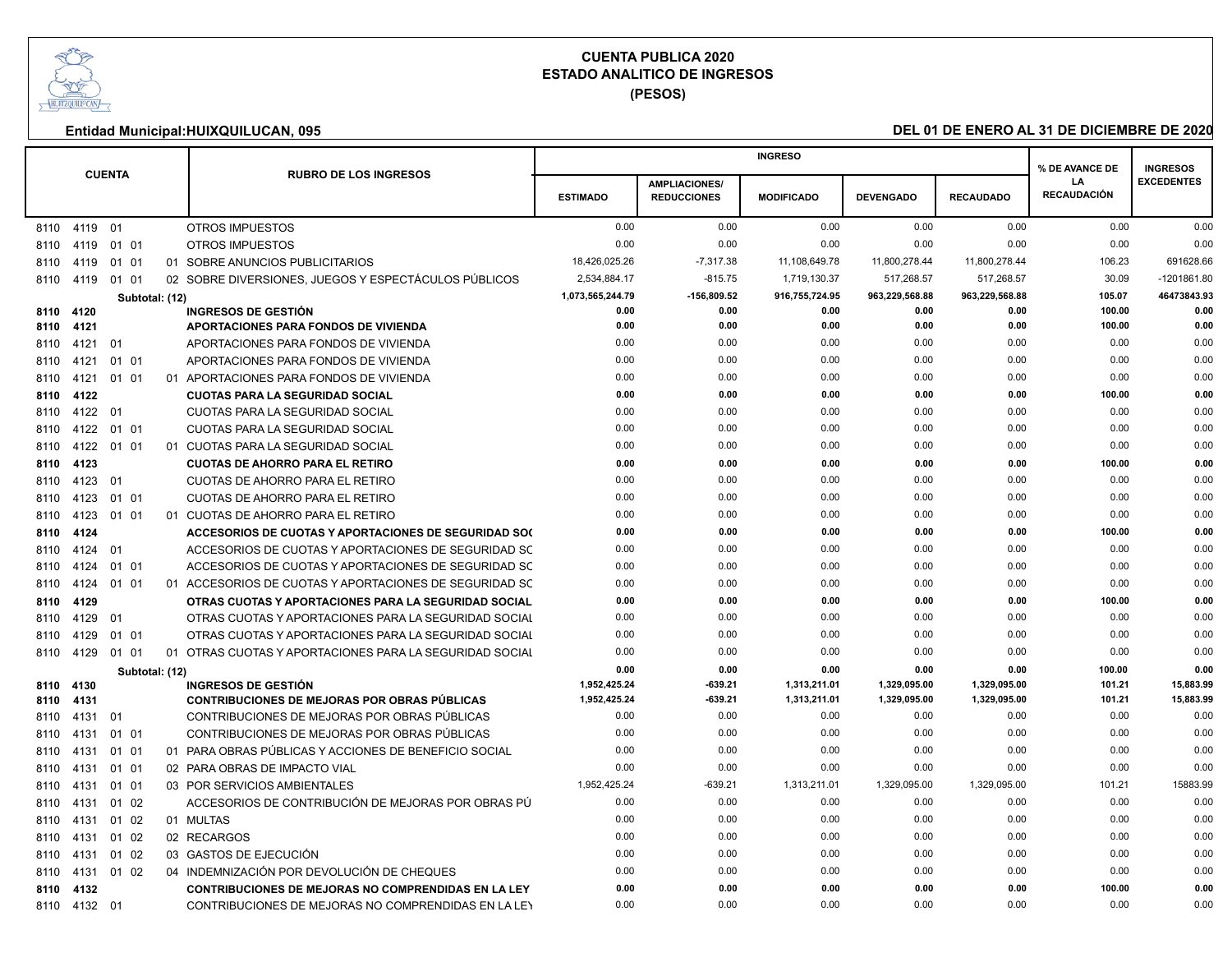# CUENTA PUBLICA 2020
## ESTADO ANALITICO DE INGRESOS
### (PESOS)

**Entidad Municipal:HUIXQUILUCAN, 095** **DEL 01 DE ENERO AL 31 DE DICIEMBRE DE 2020**

| CUENTA | RUBRO DE LOS INGRESOS | INGRESO | | | | | % DE AVANCE DE LA RECAUDACIÓN | INGRESOS EXCEDENTES |
|---|---|---|---|---|---|---|---|---|
| | | ESTIMADO | AMPLIACIONES/ REDUCCIONES | MODIFICADO | DEVENGADO | RECAUDADO | | |
| 8110 4119 01 | OTROS IMPUESTOS | 0.00 | 0.00 | 0.00 | 0.00 | 0.00 | 0.00 | 0.00 |
| 8110 4119 01 01 | OTROS IMPUESTOS | 0.00 | 0.00 | 0.00 | 0.00 | 0.00 | 0.00 | 0.00 |
| 8110 4119 01 01 01 | SOBRE ANUNCIOS PUBLICITARIOS | 18,426,025.26 | -7,317.38 | 11,108,649.78 | 11,800,278.44 | 11,800,278.44 | 106.23 | 691628.66 |
| 8110 4119 01 01 02 | SOBRE DIVERSIONES, JUEGOS Y ESPECTÁCULOS PÚBLICOS | 2,534,884.17 | -815.75 | 1,719,130.37 | 517,268.57 | 517,268.57 | 30.09 | -1201861.80 |
| **Subtotal: (12)** | | **1,073,565,244.79** | **-156,809.52** | **916,755,724.95** | **963,229,568.88** | **963,229,568.88** | **105.07** | **46473843.93** |
| **8110 4120** | **INGRESOS DE GESTIÓN** | **0.00** | **0.00** | **0.00** | **0.00** | **0.00** | **100.00** | **0.00** |
| **8110 4121** | **APORTACIONES PARA FONDOS DE VIVIENDA** | **0.00** | **0.00** | **0.00** | **0.00** | **0.00** | **100.00** | **0.00** |
| 8110 4121 01 | APORTACIONES PARA FONDOS DE VIVIENDA | 0.00 | 0.00 | 0.00 | 0.00 | 0.00 | 0.00 | 0.00 |
| 8110 4121 01 01 | APORTACIONES PARA FONDOS DE VIVIENDA | 0.00 | 0.00 | 0.00 | 0.00 | 0.00 | 0.00 | 0.00 |
| 8110 4121 01 01 01 | APORTACIONES PARA FONDOS DE VIVIENDA | 0.00 | 0.00 | 0.00 | 0.00 | 0.00 | 0.00 | 0.00 |
| **8110 4122** | **CUOTAS PARA LA SEGURIDAD SOCIAL** | **0.00** | **0.00** | **0.00** | **0.00** | **0.00** | **100.00** | **0.00** |
| 8110 4122 01 | CUOTAS PARA LA SEGURIDAD SOCIAL | 0.00 | 0.00 | 0.00 | 0.00 | 0.00 | 0.00 | 0.00 |
| 8110 4122 01 01 | CUOTAS PARA LA SEGURIDAD SOCIAL | 0.00 | 0.00 | 0.00 | 0.00 | 0.00 | 0.00 | 0.00 |
| 8110 4122 01 01 01 | CUOTAS PARA LA SEGURIDAD SOCIAL | 0.00 | 0.00 | 0.00 | 0.00 | 0.00 | 0.00 | 0.00 |
| **8110 4123** | **CUOTAS DE AHORRO PARA EL RETIRO** | **0.00** | **0.00** | **0.00** | **0.00** | **0.00** | **100.00** | **0.00** |
| 8110 4123 01 | CUOTAS DE AHORRO PARA EL RETIRO | 0.00 | 0.00 | 0.00 | 0.00 | 0.00 | 0.00 | 0.00 |
| 8110 4123 01 01 | CUOTAS DE AHORRO PARA EL RETIRO | 0.00 | 0.00 | 0.00 | 0.00 | 0.00 | 0.00 | 0.00 |
| 8110 4123 01 01 01 | CUOTAS DE AHORRO PARA EL RETIRO | 0.00 | 0.00 | 0.00 | 0.00 | 0.00 | 0.00 | 0.00 |
| **8110 4124** | **ACCESORIOS DE CUOTAS Y APORTACIONES DE SEGURIDAD SO(** | **0.00** | **0.00** | **0.00** | **0.00** | **0.00** | **100.00** | **0.00** |
| 8110 4124 01 | ACCESORIOS DE CUOTAS Y APORTACIONES DE SEGURIDAD SC | 0.00 | 0.00 | 0.00 | 0.00 | 0.00 | 0.00 | 0.00 |
| 8110 4124 01 01 | ACCESORIOS DE CUOTAS Y APORTACIONES DE SEGURIDAD SC | 0.00 | 0.00 | 0.00 | 0.00 | 0.00 | 0.00 | 0.00 |
| 8110 4124 01 01 01 | ACCESORIOS DE CUOTAS Y APORTACIONES DE SEGURIDAD SC | 0.00 | 0.00 | 0.00 | 0.00 | 0.00 | 0.00 | 0.00 |
| **8110 4129** | **OTRAS CUOTAS Y APORTACIONES PARA LA SEGURIDAD SOCIAL** | **0.00** | **0.00** | **0.00** | **0.00** | **0.00** | **100.00** | **0.00** |
| 8110 4129 01 | OTRAS CUOTAS Y APORTACIONES PARA LA SEGURIDAD SOCIAL | 0.00 | 0.00 | 0.00 | 0.00 | 0.00 | 0.00 | 0.00 |
| 8110 4129 01 01 | OTRAS CUOTAS Y APORTACIONES PARA LA SEGURIDAD SOCIAL | 0.00 | 0.00 | 0.00 | 0.00 | 0.00 | 0.00 | 0.00 |
| 8110 4129 01 01 01 | OTRAS CUOTAS Y APORTACIONES PARA LA SEGURIDAD SOCIAL | 0.00 | 0.00 | 0.00 | 0.00 | 0.00 | 0.00 | 0.00 |
| **Subtotal: (12)** | | **0.00** | **0.00** | **0.00** | **0.00** | **0.00** | **100.00** | **0.00** |
| **8110 4130** | **INGRESOS DE GESTIÓN** | **1,952,425.24** | **-639.21** | **1,313,211.01** | **1,329,095.00** | **1,329,095.00** | **101.21** | **15,883.99** |
| **8110 4131** | **CONTRIBUCIONES DE MEJORAS POR OBRAS PÚBLICAS** | **1,952,425.24** | **-639.21** | **1,313,211.01** | **1,329,095.00** | **1,329,095.00** | **101.21** | **15,883.99** |
| 8110 4131 01 | CONTRIBUCIONES DE MEJORAS POR OBRAS PÚBLICAS | 0.00 | 0.00 | 0.00 | 0.00 | 0.00 | 0.00 | 0.00 |
| 8110 4131 01 01 | CONTRIBUCIONES DE MEJORAS POR OBRAS PÚBLICAS | 0.00 | 0.00 | 0.00 | 0.00 | 0.00 | 0.00 | 0.00 |
| 8110 4131 01 01 01 | PARA OBRAS PÚBLICAS Y ACCIONES DE BENEFICIO SOCIAL | 0.00 | 0.00 | 0.00 | 0.00 | 0.00 | 0.00 | 0.00 |
| 8110 4131 01 01 02 | PARA OBRAS DE IMPACTO VIAL | 0.00 | 0.00 | 0.00 | 0.00 | 0.00 | 0.00 | 0.00 |
| 8110 4131 01 01 03 | POR SERVICIOS AMBIENTALES | 1,952,425.24 | -639.21 | 1,313,211.01 | 1,329,095.00 | 1,329,095.00 | 101.21 | 15883.99 |
| 8110 4131 01 02 | ACCESORIOS DE CONTRIBUCIÓN DE MEJORAS POR OBRAS PÚ | 0.00 | 0.00 | 0.00 | 0.00 | 0.00 | 0.00 | 0.00 |
| 8110 4131 01 02 01 | MULTAS | 0.00 | 0.00 | 0.00 | 0.00 | 0.00 | 0.00 | 0.00 |
| 8110 4131 01 02 02 | RECARGOS | 0.00 | 0.00 | 0.00 | 0.00 | 0.00 | 0.00 | 0.00 |
| 8110 4131 01 02 03 | GASTOS DE EJECUCIÓN | 0.00 | 0.00 | 0.00 | 0.00 | 0.00 | 0.00 | 0.00 |
| 8110 4131 01 02 04 | INDEMNIZACIÓN POR DEVOLUCIÓN DE CHEQUES | 0.00 | 0.00 | 0.00 | 0.00 | 0.00 | 0.00 | 0.00 |
| **8110 4132** | **CONTRIBUCIONES DE MEJORAS NO COMPRENDIDAS EN LA LEY** | **0.00** | **0.00** | **0.00** | **0.00** | **0.00** | **100.00** | **0.00** |
| 8110 4132 01 | CONTRIBUCIONES DE MEJORAS NO COMPRENDIDAS EN LA LEY | 0.00 | 0.00 | 0.00 | 0.00 | 0.00 | 0.00 | 0.00 |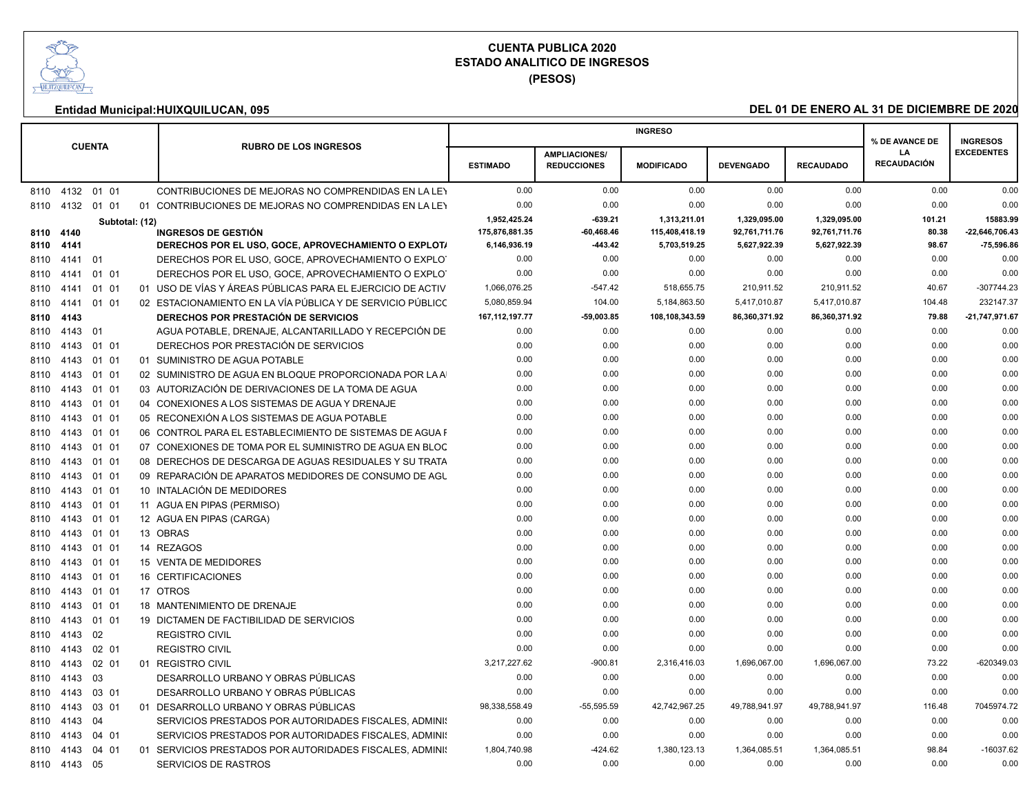# CUENTA PUBLICA 2020
## ESTADO ANALITICO DE INGRESOS
### (PESOS)

**Entidad Municipal:HUIXQUILUCAN, 095**

**DEL 01 DE ENERO AL 31 DE DICIEMBRE DE 2020**

| CUENTA | RUBRO DE LOS INGRESOS | INGRESO | | | | | % DE AVANCE DE LA RECAUDACIÓN | INGRESOS EXCEDENTES |
|---|---|---|---|---|---|---|---|---|
| | | ESTIMADO | AMPLIACIONES/ REDUCCIONES | MODIFICADO | DEVENGADO | RECAUDADO | | |
| 8110 4132 01 01 | CONTRIBUCIONES DE MEJORAS NO COMPRENDIDAS EN LA LEY | 0.00 | 0.00 | 0.00 | 0.00 | 0.00 | 0.00 | 0.00 |
| 8110 4132 01 01 01 | CONTRIBUCIONES DE MEJORAS NO COMPRENDIDAS EN LA LEY | 0.00 | 0.00 | 0.00 | 0.00 | 0.00 | 0.00 | 0.00 |
| **Subtotal: (12)** | | **1,952,425.24** | **-639.21** | **1,313,211.01** | **1,329,095.00** | **1,329,095.00** | **101.21** | **15883.99** |
| **8110 4140** | **INGRESOS DE GESTIÓN** | **175,876,881.35** | **-60,468.46** | **115,408,418.19** | **92,761,711.76** | **92,761,711.76** | **80.38** | **-22,646,706.43** |
| **8110 4141** | **DERECHOS POR EL USO, GOCE, APROVECHAMIENTO O EXPLOTA** | **6,146,936.19** | **-443.42** | **5,703,519.25** | **5,627,922.39** | **5,627,922.39** | **98.67** | **-75,596.86** |
| 8110 4141 01 | DERECHOS POR EL USO, GOCE, APROVECHAMIENTO O EXPLOT | 0.00 | 0.00 | 0.00 | 0.00 | 0.00 | 0.00 | 0.00 |
| 8110 4141 01 01 | DERECHOS POR EL USO, GOCE, APROVECHAMIENTO O EXPLOT | 0.00 | 0.00 | 0.00 | 0.00 | 0.00 | 0.00 | 0.00 |
| 8110 4141 01 01 01 | USO DE VÍAS Y ÁREAS PÚBLICAS PARA EL EJERCICIO DE ACTIV | 1,066,076.25 | -547.42 | 518,655.75 | 210,911.52 | 210,911.52 | 40.67 | -307744.23 |
| 8110 4141 01 01 02 | ESTACIONAMIENTO EN LA VÍA PÚBLICA Y DE SERVICIO PÚBLICO | 5,080,859.94 | 104.00 | 5,184,863.50 | 5,417,010.87 | 5,417,010.87 | 104.48 | 232147.37 |
| **8110 4143** | **DERECHOS POR PRESTACIÓN DE SERVICIOS** | **167,112,197.77** | **-59,003.85** | **108,108,343.59** | **86,360,371.92** | **86,360,371.92** | **79.88** | **-21,747,971.67** |
| 8110 4143 01 | AGUA POTABLE, DRENAJE, ALCANTARILLADO Y RECEPCIÓN DE | 0.00 | 0.00 | 0.00 | 0.00 | 0.00 | 0.00 | 0.00 |
| 8110 4143 01 01 | DERECHOS POR PRESTACIÓN DE SERVICIOS | 0.00 | 0.00 | 0.00 | 0.00 | 0.00 | 0.00 | 0.00 |
| 8110 4143 01 01 01 | SUMINISTRO DE AGUA POTABLE | 0.00 | 0.00 | 0.00 | 0.00 | 0.00 | 0.00 | 0.00 |
| 8110 4143 01 01 02 | SUMINISTRO DE AGUA EN BLOQUE PROPORCIONADA POR LA A | 0.00 | 0.00 | 0.00 | 0.00 | 0.00 | 0.00 | 0.00 |
| 8110 4143 01 01 03 | AUTORIZACIÓN DE DERIVACIONES DE LA TOMA DE AGUA | 0.00 | 0.00 | 0.00 | 0.00 | 0.00 | 0.00 | 0.00 |
| 8110 4143 01 01 04 | CONEXIONES A LOS SISTEMAS DE AGUA Y DRENAJE | 0.00 | 0.00 | 0.00 | 0.00 | 0.00 | 0.00 | 0.00 |
| 8110 4143 01 01 05 | RECONEXIÓN A LOS SISTEMAS DE AGUA POTABLE | 0.00 | 0.00 | 0.00 | 0.00 | 0.00 | 0.00 | 0.00 |
| 8110 4143 01 01 06 | CONTROL PARA EL ESTABLECIMIENTO DE SISTEMAS DE AGUA F | 0.00 | 0.00 | 0.00 | 0.00 | 0.00 | 0.00 | 0.00 |
| 8110 4143 01 01 07 | CONEXIONES DE TOMA POR EL SUMINISTRO DE AGUA EN BLOC | 0.00 | 0.00 | 0.00 | 0.00 | 0.00 | 0.00 | 0.00 |
| 8110 4143 01 01 08 | DERECHOS DE DESCARGA DE AGUAS RESIDUALES Y SU TRATA | 0.00 | 0.00 | 0.00 | 0.00 | 0.00 | 0.00 | 0.00 |
| 8110 4143 01 01 09 | REPARACIÓN DE APARATOS MEDIDORES DE CONSUMO DE AGU | 0.00 | 0.00 | 0.00 | 0.00 | 0.00 | 0.00 | 0.00 |
| 8110 4143 01 01 10 | INTALACIÓN DE MEDIDORES | 0.00 | 0.00 | 0.00 | 0.00 | 0.00 | 0.00 | 0.00 |
| 8110 4143 01 01 11 | AGUA EN PIPAS (PERMISO) | 0.00 | 0.00 | 0.00 | 0.00 | 0.00 | 0.00 | 0.00 |
| 8110 4143 01 01 12 | AGUA EN PIPAS (CARGA) | 0.00 | 0.00 | 0.00 | 0.00 | 0.00 | 0.00 | 0.00 |
| 8110 4143 01 01 13 | OBRAS | 0.00 | 0.00 | 0.00 | 0.00 | 0.00 | 0.00 | 0.00 |
| 8110 4143 01 01 14 | REZAGOS | 0.00 | 0.00 | 0.00 | 0.00 | 0.00 | 0.00 | 0.00 |
| 8110 4143 01 01 15 | VENTA DE MEDIDORES | 0.00 | 0.00 | 0.00 | 0.00 | 0.00 | 0.00 | 0.00 |
| 8110 4143 01 01 16 | CERTIFICACIONES | 0.00 | 0.00 | 0.00 | 0.00 | 0.00 | 0.00 | 0.00 |
| 8110 4143 01 01 17 | OTROS | 0.00 | 0.00 | 0.00 | 0.00 | 0.00 | 0.00 | 0.00 |
| 8110 4143 01 01 18 | MANTENIMIENTO DE DRENAJE | 0.00 | 0.00 | 0.00 | 0.00 | 0.00 | 0.00 | 0.00 |
| 8110 4143 01 01 19 | DICTAMEN DE FACTIBILIDAD DE SERVICIOS | 0.00 | 0.00 | 0.00 | 0.00 | 0.00 | 0.00 | 0.00 |
| 8110 4143 02 | REGISTRO CIVIL | 0.00 | 0.00 | 0.00 | 0.00 | 0.00 | 0.00 | 0.00 |
| 8110 4143 02 01 | REGISTRO CIVIL | 0.00 | 0.00 | 0.00 | 0.00 | 0.00 | 0.00 | 0.00 |
| 8110 4143 02 01 01 | REGISTRO CIVIL | 3,217,227.62 | -900.81 | 2,316,416.03 | 1,696,067.00 | 1,696,067.00 | 73.22 | -620349.03 |
| 8110 4143 03 | DESARROLLO URBANO Y OBRAS PÚBLICAS | 0.00 | 0.00 | 0.00 | 0.00 | 0.00 | 0.00 | 0.00 |
| 8110 4143 03 01 | DESARROLLO URBANO Y OBRAS PÚBLICAS | 0.00 | 0.00 | 0.00 | 0.00 | 0.00 | 0.00 | 0.00 |
| 8110 4143 03 01 01 | DESARROLLO URBANO Y OBRAS PÚBLICAS | 98,338,558.49 | -55,595.59 | 42,742,967.25 | 49,788,941.97 | 49,788,941.97 | 116.48 | 7045974.72 |
| 8110 4143 04 | SERVICIOS PRESTADOS POR AUTORIDADES FISCALES, ADMINIS | 0.00 | 0.00 | 0.00 | 0.00 | 0.00 | 0.00 | 0.00 |
| 8110 4143 04 01 | SERVICIOS PRESTADOS POR AUTORIDADES FISCALES, ADMINIS | 0.00 | 0.00 | 0.00 | 0.00 | 0.00 | 0.00 | 0.00 |
| 8110 4143 04 01 01 | SERVICIOS PRESTADOS POR AUTORIDADES FISCALES, ADMINIS | 1,804,740.98 | -424.62 | 1,380,123.13 | 1,364,085.51 | 1,364,085.51 | 98.84 | -16037.62 |
| 8110 4143 05 | SERVICIOS DE RASTROS | 0.00 | 0.00 | 0.00 | 0.00 | 0.00 | 0.00 | 0.00 |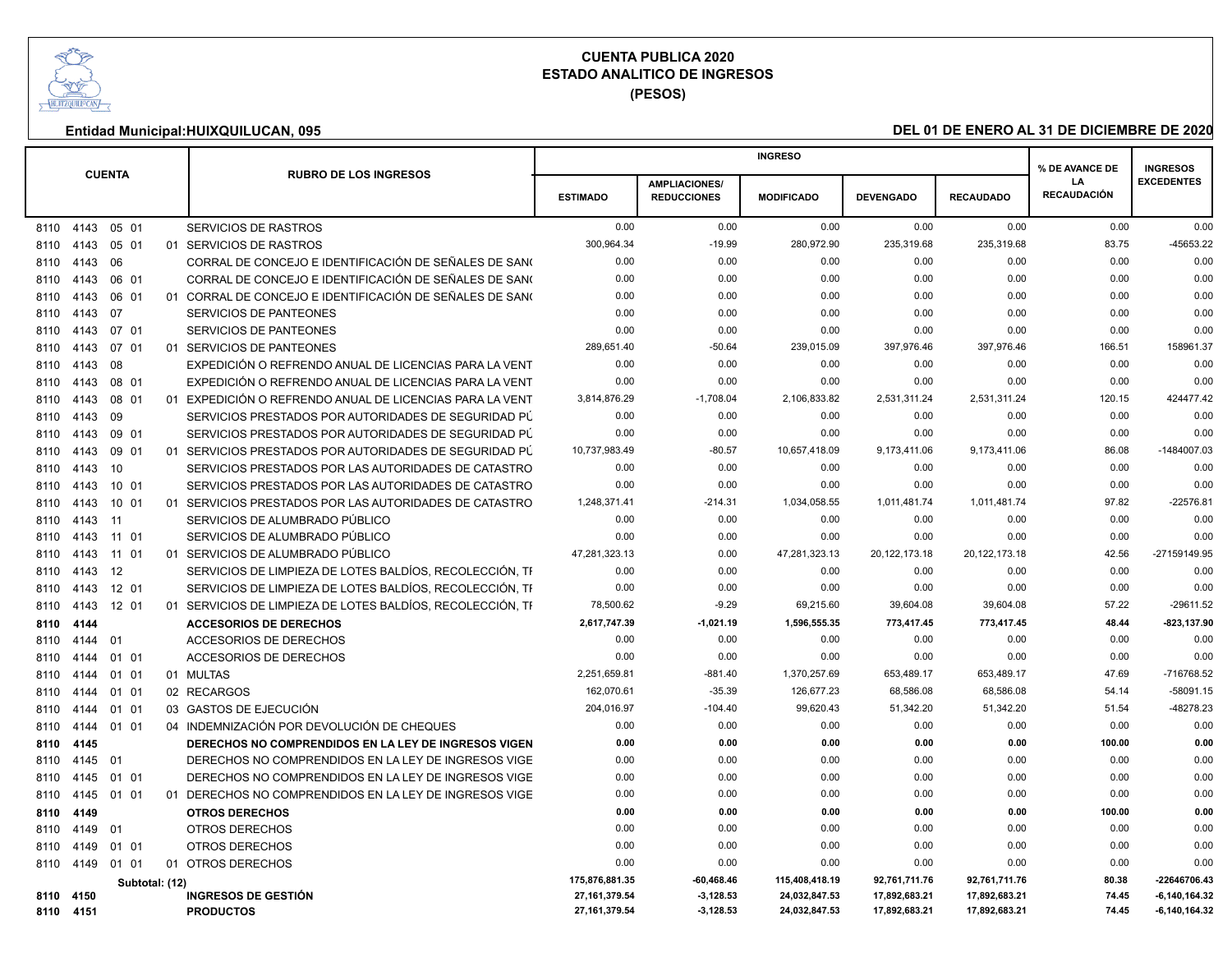# CUENTA PUBLICA 2020
## ESTADO ANALITICO DE INGRESOS
### (PESOS)

**Entidad Municipal:HUIXQUILUCAN, 095** **DEL 01 DE ENERO AL 31 DE DICIEMBRE DE 2020**

| CUENTA | RUBRO DE LOS INGRESOS | INGRESO | | | | | % DE AVANCE DE LA RECAUDACIÓN | INGRESOS EXCEDENTES |
|---|---|---|---|---|---|---|---|---|
| | | ESTIMADO | AMPLIACIONES/ REDUCCIONES | MODIFICADO | DEVENGADO | RECAUDADO | | |
| 8110 4143 05 01 | SERVICIOS DE RASTROS | 0.00 | 0.00 | 0.00 | 0.00 | 0.00 | 0.00 | 0.00 |
| 8110 4143 05 01 01 | SERVICIOS DE RASTROS | 300,964.34 | -19.99 | 280,972.90 | 235,319.68 | 235,319.68 | 83.75 | -45653.22 |
| 8110 4143 06 | CORRAL DE CONCEJO E IDENTIFICACIÓN DE SEÑALES DE SAN( | 0.00 | 0.00 | 0.00 | 0.00 | 0.00 | 0.00 | 0.00 |
| 8110 4143 06 01 | CORRAL DE CONCEJO E IDENTIFICACIÓN DE SEÑALES DE SAN( | 0.00 | 0.00 | 0.00 | 0.00 | 0.00 | 0.00 | 0.00 |
| 8110 4143 06 01 01 | CORRAL DE CONCEJO E IDENTIFICACIÓN DE SEÑALES DE SAN( | 0.00 | 0.00 | 0.00 | 0.00 | 0.00 | 0.00 | 0.00 |
| 8110 4143 07 | SERVICIOS DE PANTEONES | 0.00 | 0.00 | 0.00 | 0.00 | 0.00 | 0.00 | 0.00 |
| 8110 4143 07 01 | SERVICIOS DE PANTEONES | 0.00 | 0.00 | 0.00 | 0.00 | 0.00 | 0.00 | 0.00 |
| 8110 4143 07 01 01 | SERVICIOS DE PANTEONES | 289,651.40 | -50.64 | 239,015.09 | 397,976.46 | 397,976.46 | 166.51 | 158961.37 |
| 8110 4143 08 | EXPEDICIÓN O REFRENDO ANUAL DE LICENCIAS PARA LA VENT | 0.00 | 0.00 | 0.00 | 0.00 | 0.00 | 0.00 | 0.00 |
| 8110 4143 08 01 | EXPEDICIÓN O REFRENDO ANUAL DE LICENCIAS PARA LA VENT | 0.00 | 0.00 | 0.00 | 0.00 | 0.00 | 0.00 | 0.00 |
| 8110 4143 08 01 01 | EXPEDICIÓN O REFRENDO ANUAL DE LICENCIAS PARA LA VENT | 3,814,876.29 | -1,708.04 | 2,106,833.82 | 2,531,311.24 | 2,531,311.24 | 120.15 | 424477.42 |
| 8110 4143 09 | SERVICIOS PRESTADOS POR AUTORIDADES DE SEGURIDAD PÚ | 0.00 | 0.00 | 0.00 | 0.00 | 0.00 | 0.00 | 0.00 |
| 8110 4143 09 01 | SERVICIOS PRESTADOS POR AUTORIDADES DE SEGURIDAD PÚ | 0.00 | 0.00 | 0.00 | 0.00 | 0.00 | 0.00 | 0.00 |
| 8110 4143 09 01 01 | SERVICIOS PRESTADOS POR AUTORIDADES DE SEGURIDAD PÚ | 10,737,983.49 | -80.57 | 10,657,418.09 | 9,173,411.06 | 9,173,411.06 | 86.08 | -1484007.03 |
| 8110 4143 10 | SERVICIOS PRESTADOS POR LAS AUTORIDADES DE CATASTRO | 0.00 | 0.00 | 0.00 | 0.00 | 0.00 | 0.00 | 0.00 |
| 8110 4143 10 01 | SERVICIOS PRESTADOS POR LAS AUTORIDADES DE CATASTRO | 0.00 | 0.00 | 0.00 | 0.00 | 0.00 | 0.00 | 0.00 |
| 8110 4143 10 01 01 | SERVICIOS PRESTADOS POR LAS AUTORIDADES DE CATASTRO | 1,248,371.41 | -214.31 | 1,034,058.55 | 1,011,481.74 | 1,011,481.74 | 97.82 | -22576.81 |
| 8110 4143 11 | SERVICIOS DE ALUMBRADO PÚBLICO | 0.00 | 0.00 | 0.00 | 0.00 | 0.00 | 0.00 | 0.00 |
| 8110 4143 11 01 | SERVICIOS DE ALUMBRADO PÚBLICO | 0.00 | 0.00 | 0.00 | 0.00 | 0.00 | 0.00 | 0.00 |
| 8110 4143 11 01 01 | SERVICIOS DE ALUMBRADO PÚBLICO | 47,281,323.13 | 0.00 | 47,281,323.13 | 20,122,173.18 | 20,122,173.18 | 42.56 | -27159149.95 |
| 8110 4143 12 | SERVICIOS DE LIMPIEZA DE LOTES BALDÍOS, RECOLECCIÓN, TI | 0.00 | 0.00 | 0.00 | 0.00 | 0.00 | 0.00 | 0.00 |
| 8110 4143 12 01 | SERVICIOS DE LIMPIEZA DE LOTES BALDÍOS, RECOLECCIÓN, TI | 0.00 | 0.00 | 0.00 | 0.00 | 0.00 | 0.00 | 0.00 |
| 8110 4143 12 01 01 | SERVICIOS DE LIMPIEZA DE LOTES BALDÍOS, RECOLECCIÓN, TI | 78,500.62 | -9.29 | 69,215.60 | 39,604.08 | 39,604.08 | 57.22 | -29611.52 |
| **8110 4144** | **ACCESORIOS DE DERECHOS** | **2,617,747.39** | **-1,021.19** | **1,596,555.35** | **773,417.45** | **773,417.45** | **48.44** | **-823,137.90** |
| 8110 4144 01 | ACCESORIOS DE DERECHOS | 0.00 | 0.00 | 0.00 | 0.00 | 0.00 | 0.00 | 0.00 |
| 8110 4144 01 01 | ACCESORIOS DE DERECHOS | 0.00 | 0.00 | 0.00 | 0.00 | 0.00 | 0.00 | 0.00 |
| 8110 4144 01 01 01 | MULTAS | 2,251,659.81 | -881.40 | 1,370,257.69 | 653,489.17 | 653,489.17 | 47.69 | -716768.52 |
| 8110 4144 01 01 02 | RECARGOS | 162,070.61 | -35.39 | 126,677.23 | 68,586.08 | 68,586.08 | 54.14 | -58091.15 |
| 8110 4144 01 01 03 | GASTOS DE EJECUCIÓN | 204,016.97 | -104.40 | 99,620.43 | 51,342.20 | 51,342.20 | 51.54 | -48278.23 |
| 8110 4144 01 01 04 | INDEMNIZACIÓN POR DEVOLUCIÓN DE CHEQUES | 0.00 | 0.00 | 0.00 | 0.00 | 0.00 | 0.00 | 0.00 |
| **8110 4145** | **DERECHOS NO COMPRENDIDOS EN LA LEY DE INGRESOS VIGEN** | **0.00** | **0.00** | **0.00** | **0.00** | **0.00** | **100.00** | **0.00** |
| 8110 4145 01 | DERECHOS NO COMPRENDIDOS EN LA LEY DE INGRESOS VIGE | 0.00 | 0.00 | 0.00 | 0.00 | 0.00 | 0.00 | 0.00 |
| 8110 4145 01 01 | DERECHOS NO COMPRENDIDOS EN LA LEY DE INGRESOS VIGE | 0.00 | 0.00 | 0.00 | 0.00 | 0.00 | 0.00 | 0.00 |
| 8110 4145 01 01 01 | DERECHOS NO COMPRENDIDOS EN LA LEY DE INGRESOS VIGE | 0.00 | 0.00 | 0.00 | 0.00 | 0.00 | 0.00 | 0.00 |
| **8110 4149** | **OTROS DERECHOS** | **0.00** | **0.00** | **0.00** | **0.00** | **0.00** | **100.00** | **0.00** |
| 8110 4149 01 | OTROS DERECHOS | 0.00 | 0.00 | 0.00 | 0.00 | 0.00 | 0.00 | 0.00 |
| 8110 4149 01 01 | OTROS DERECHOS | 0.00 | 0.00 | 0.00 | 0.00 | 0.00 | 0.00 | 0.00 |
| 8110 4149 01 01 01 | OTROS DERECHOS | 0.00 | 0.00 | 0.00 | 0.00 | 0.00 | 0.00 | 0.00 |
| **Subtotal: (12)** | | **175,876,881.35** | **-60,468.46** | **115,408,418.19** | **92,761,711.76** | **92,761,711.76** | **80.38** | **-22646706.43** |
| **8110 4150** | **INGRESOS DE GESTIÓN** | **27,161,379.54** | **-3,128.53** | **24,032,847.53** | **17,892,683.21** | **17,892,683.21** | **74.45** | **-6,140,164.32** |
| **8110 4151** | **PRODUCTOS** | **27,161,379.54** | **-3,128.53** | **24,032,847.53** | **17,892,683.21** | **17,892,683.21** | **74.45** | **-6,140,164.32** |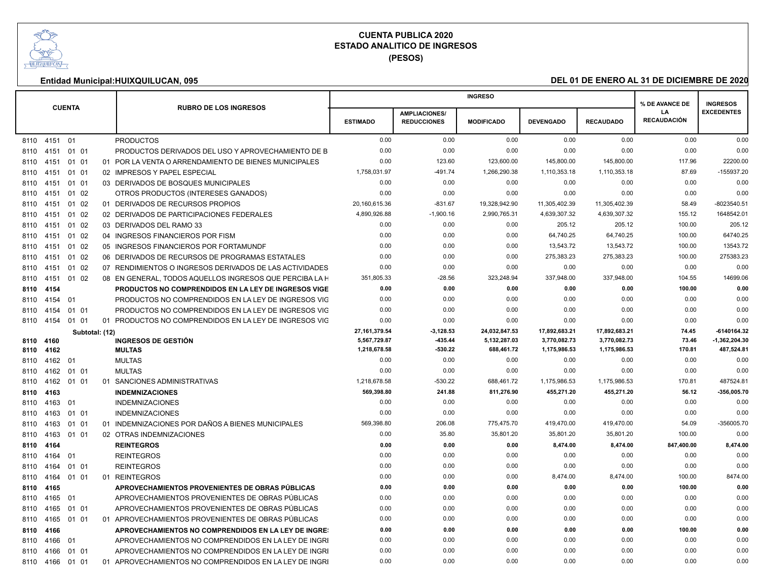# CUENTA PUBLICA 2020
## ESTADO ANALITICO DE INGRESOS
### (PESOS)

**Entidad Municipal:HUIXQUILUCAN, 095** | **DEL 01 DE ENERO AL 31 DE DICIEMBRE DE 2020**

| CUENTA | RUBRO DE LOS INGRESOS | INGRESO | | | | | % DE AVANCE DE LA RECAUDACIÓN | INGRESOS EXCEDENTES |
|---|---|---|---|---|---|---|---|---|
| | | ESTIMADO | AMPLIACIONES/ REDUCCIONES | MODIFICADO | DEVENGADO | RECAUDADO | | |
| 8110 4151 01 | PRODUCTOS | 0.00 | 0.00 | 0.00 | 0.00 | 0.00 | 0.00 | 0.00 |
| 8110 4151 01 01 | PRODUCTOS DERIVADOS DEL USO Y APROVECHAMIENTO DE B | 0.00 | 0.00 | 0.00 | 0.00 | 0.00 | 0.00 | 0.00 |
| 8110 4151 01 01 01 | POR LA VENTA O ARRENDAMIENTO DE BIENES MUNICIPALES | 0.00 | 123.60 | 123,600.00 | 145,800.00 | 145,800.00 | 117.96 | 22200.00 |
| 8110 4151 01 01 02 | IMPRESOS Y PAPEL ESPECIAL | 1,758,031.97 | -491.74 | 1,266,290.38 | 1,110,353.18 | 1,110,353.18 | 87.69 | -155937.20 |
| 8110 4151 01 01 03 | DERIVADOS DE BOSQUES MUNICIPALES | 0.00 | 0.00 | 0.00 | 0.00 | 0.00 | 0.00 | 0.00 |
| 8110 4151 01 02 | OTROS PRODUCTOS (INTERESES GANADOS) | 0.00 | 0.00 | 0.00 | 0.00 | 0.00 | 0.00 | 0.00 |
| 8110 4151 01 02 01 | DERIVADOS DE RECURSOS PROPIOS | 20,160,615.36 | -831.67 | 19,328,942.90 | 11,305,402.39 | 11,305,402.39 | 58.49 | -8023540.51 |
| 8110 4151 01 02 02 | DERIVADOS DE PARTICIPACIONES FEDERALES | 4,890,926.88 | -1,900.16 | 2,990,765.31 | 4,639,307.32 | 4,639,307.32 | 155.12 | 1648542.01 |
| 8110 4151 01 02 03 | DERIVADOS DEL RAMO 33 | 0.00 | 0.00 | 0.00 | 205.12 | 205.12 | 100.00 | 205.12 |
| 8110 4151 01 02 04 | INGRESOS FINANCIEROS POR FISM | 0.00 | 0.00 | 0.00 | 64,740.25 | 64,740.25 | 100.00 | 64740.25 |
| 8110 4151 01 02 05 | INGRESOS FINANCIEROS POR FORTAMUNDF | 0.00 | 0.00 | 0.00 | 13,543.72 | 13,543.72 | 100.00 | 13543.72 |
| 8110 4151 01 02 06 | DERIVADOS DE RECURSOS DE PROGRAMAS ESTATALES | 0.00 | 0.00 | 0.00 | 275,383.23 | 275,383.23 | 100.00 | 275383.23 |
| 8110 4151 01 02 07 | RENDIMIENTOS O INGRESOS DERIVADOS DE LAS ACTIVIDADES | 0.00 | 0.00 | 0.00 | 0.00 | 0.00 | 0.00 | 0.00 |
| 8110 4151 01 02 08 | EN GENERAL, TODOS AQUELLOS INGRESOS QUE PERCIBA LA H | 351,805.33 | -28.56 | 323,248.94 | 337,948.00 | 337,948.00 | 104.55 | 14699.06 |
| **8110 4154** | **PRODUCTOS NO COMPRENDIDOS EN LA LEY DE INGRESOS VIGE** | **0.00** | **0.00** | **0.00** | **0.00** | **0.00** | **100.00** | **0.00** |
| 8110 4154 01 | PRODUCTOS NO COMPRENDIDOS EN LA LEY DE INGRESOS VIG | 0.00 | 0.00 | 0.00 | 0.00 | 0.00 | 0.00 | 0.00 |
| 8110 4154 01 01 | PRODUCTOS NO COMPRENDIDOS EN LA LEY DE INGRESOS VIG | 0.00 | 0.00 | 0.00 | 0.00 | 0.00 | 0.00 | 0.00 |
| 8110 4154 01 01 01 | PRODUCTOS NO COMPRENDIDOS EN LA LEY DE INGRESOS VIG | 0.00 | 0.00 | 0.00 | 0.00 | 0.00 | 0.00 | 0.00 |
| **Subtotal: (12)** | | **27,161,379.54** | **-3,128.53** | **24,032,847.53** | **17,892,683.21** | **17,892,683.21** | **74.45** | **-6140164.32** |
| **8110 4160** | **INGRESOS DE GESTIÓN** | **5,567,729.87** | **-435.44** | **5,132,287.03** | **3,770,082.73** | **3,770,082.73** | **73.46** | **-1,362,204.30** |
| **8110 4162** | **MULTAS** | **1,218,678.58** | **-530.22** | **688,461.72** | **1,175,986.53** | **1,175,986.53** | **170.81** | **487,524.81** |
| 8110 4162 01 | MULTAS | 0.00 | 0.00 | 0.00 | 0.00 | 0.00 | 0.00 | 0.00 |
| 8110 4162 01 01 | MULTAS | 0.00 | 0.00 | 0.00 | 0.00 | 0.00 | 0.00 | 0.00 |
| 8110 4162 01 01 01 | SANCIONES ADMINISTRATIVAS | 1,218,678.58 | -530.22 | 688,461.72 | 1,175,986.53 | 1,175,986.53 | 170.81 | 487524.81 |
| **8110 4163** | **INDEMNIZACIONES** | **569,398.80** | **241.88** | **811,276.90** | **455,271.20** | **455,271.20** | **56.12** | **-356,005.70** |
| 8110 4163 01 | INDEMNIZACIONES | 0.00 | 0.00 | 0.00 | 0.00 | 0.00 | 0.00 | 0.00 |
| 8110 4163 01 01 | INDEMNIZACIONES | 0.00 | 0.00 | 0.00 | 0.00 | 0.00 | 0.00 | 0.00 |
| 8110 4163 01 01 01 | INDEMNIZACIONES POR DAÑOS A BIENES MUNICIPALES | 569,398.80 | 206.08 | 775,475.70 | 419,470.00 | 419,470.00 | 54.09 | -356005.70 |
| 8110 4163 01 01 02 | OTRAS INDEMNIZACIONES | 0.00 | 35.80 | 35,801.20 | 35,801.20 | 35,801.20 | 100.00 | 0.00 |
| **8110 4164** | **REINTEGROS** | **0.00** | **0.00** | **0.00** | **8,474.00** | **8,474.00** | **847,400.00** | **8,474.00** |
| 8110 4164 01 | REINTEGROS | 0.00 | 0.00 | 0.00 | 0.00 | 0.00 | 0.00 | 0.00 |
| 8110 4164 01 01 | REINTEGROS | 0.00 | 0.00 | 0.00 | 0.00 | 0.00 | 0.00 | 0.00 |
| 8110 4164 01 01 01 | REINTEGROS | 0.00 | 0.00 | 0.00 | 8,474.00 | 8,474.00 | 100.00 | 8474.00 |
| **8110 4165** | **APROVECHAMIENTOS PROVENIENTES DE OBRAS PÚBLICAS** | **0.00** | **0.00** | **0.00** | **0.00** | **0.00** | **100.00** | **0.00** |
| 8110 4165 01 | APROVECHAMIENTOS PROVENIENTES DE OBRAS PÚBLICAS | 0.00 | 0.00 | 0.00 | 0.00 | 0.00 | 0.00 | 0.00 |
| 8110 4165 01 01 | APROVECHAMIENTOS PROVENIENTES DE OBRAS PÚBLICAS | 0.00 | 0.00 | 0.00 | 0.00 | 0.00 | 0.00 | 0.00 |
| 8110 4165 01 01 01 | APROVECHAMIENTOS PROVENIENTES DE OBRAS PÚBLICAS | 0.00 | 0.00 | 0.00 | 0.00 | 0.00 | 0.00 | 0.00 |
| **8110 4166** | **APROVECHAMIENTOS NO COMPRENDIDOS EN LA LEY DE INGRE** | **0.00** | **0.00** | **0.00** | **0.00** | **0.00** | **100.00** | **0.00** |
| 8110 4166 01 | APROVECHAMIENTOS NO COMPRENDIDOS EN LA LEY DE INGRI | 0.00 | 0.00 | 0.00 | 0.00 | 0.00 | 0.00 | 0.00 |
| 8110 4166 01 01 | APROVECHAMIENTOS NO COMPRENDIDOS EN LA LEY DE INGRI | 0.00 | 0.00 | 0.00 | 0.00 | 0.00 | 0.00 | 0.00 |
| 8110 4166 01 01 01 | APROVECHAMIENTOS NO COMPRENDIDOS EN LA LEY DE INGRI | 0.00 | 0.00 | 0.00 | 0.00 | 0.00 | 0.00 | 0.00 |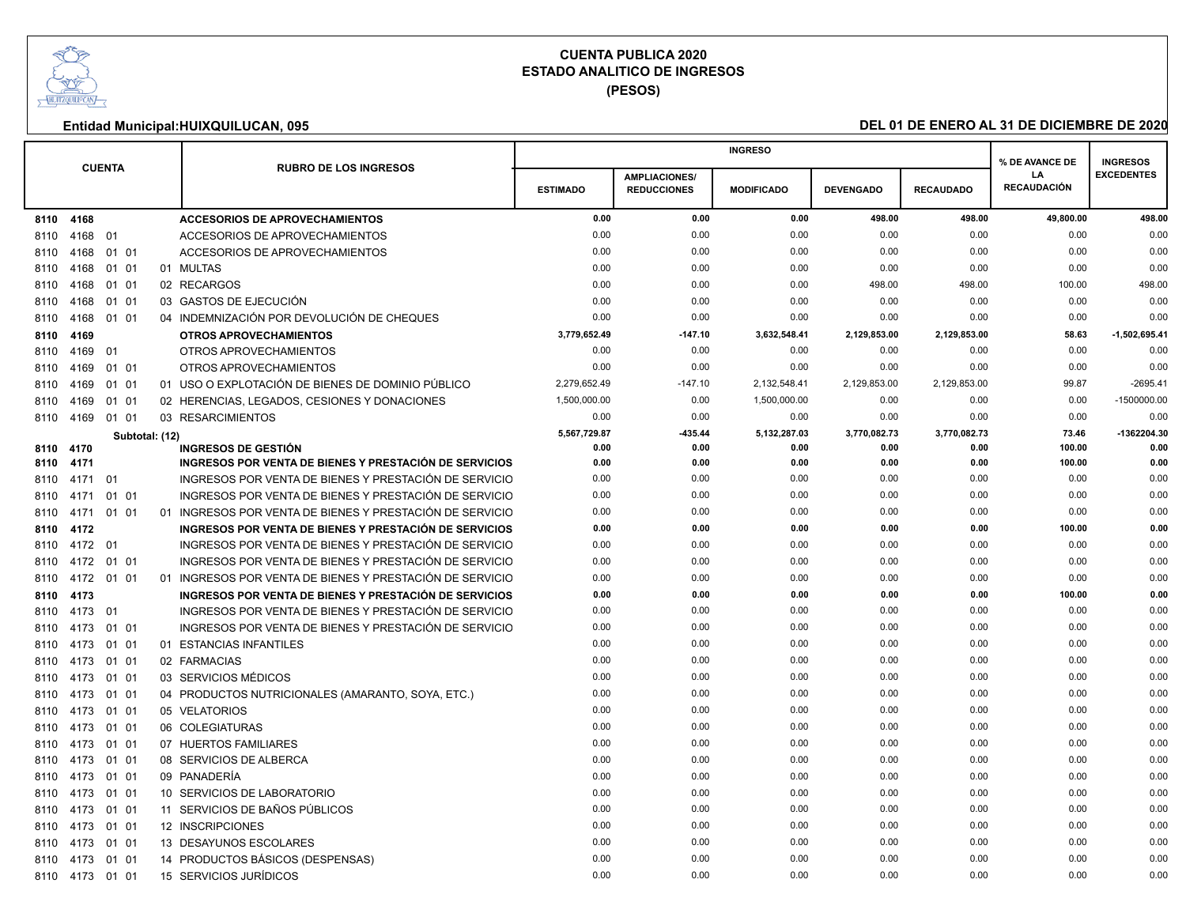# CUENTA PUBLICA 2020
## ESTADO ANALITICO DE INGRESOS
### (PESOS)

**Entidad Municipal:HUIXQUILUCAN, 095** **DEL 01 DE ENERO AL 31 DE DICIEMBRE DE 2020**

| CUENTA | RUBRO DE LOS INGRESOS | INGRESO | | | | | % DE AVANCE DE LA RECAUDACIÓN | INGRESOS EXCEDENTES |
|---|---|---|---|---|---|---|---|---|
| | | ESTIMADO | AMPLIACIONES/ REDUCCIONES | MODIFICADO | DEVENGADO | RECAUDADO | | |
| **8110 4168** | **ACCESORIOS DE APROVECHAMIENTOS** | **0.00** | **0.00** | **0.00** | **498.00** | **498.00** | **49,800.00** | **498.00** |
| 8110 4168 01 | ACCESORIOS DE APROVECHAMIENTOS | 0.00 | 0.00 | 0.00 | 0.00 | 0.00 | 0.00 | 0.00 |
| 8110 4168 01 01 | ACCESORIOS DE APROVECHAMIENTOS | 0.00 | 0.00 | 0.00 | 0.00 | 0.00 | 0.00 | 0.00 |
| 8110 4168 01 01 01 | MULTAS | 0.00 | 0.00 | 0.00 | 0.00 | 0.00 | 0.00 | 0.00 |
| 8110 4168 01 01 02 | RECARGOS | 0.00 | 0.00 | 0.00 | 498.00 | 498.00 | 100.00 | 498.00 |
| 8110 4168 01 01 03 | GASTOS DE EJECUCIÓN | 0.00 | 0.00 | 0.00 | 0.00 | 0.00 | 0.00 | 0.00 |
| 8110 4168 01 01 04 | INDEMNIZACIÓN POR DEVOLUCIÓN DE CHEQUES | 0.00 | 0.00 | 0.00 | 0.00 | 0.00 | 0.00 | 0.00 |
| **8110 4169** | **OTROS APROVECHAMIENTOS** | **3,779,652.49** | **-147.10** | **3,632,548.41** | **2,129,853.00** | **2,129,853.00** | **58.63** | **-1,502,695.41** |
| 8110 4169 01 | OTROS APROVECHAMIENTOS | 0.00 | 0.00 | 0.00 | 0.00 | 0.00 | 0.00 | 0.00 |
| 8110 4169 01 01 | OTROS APROVECHAMIENTOS | 0.00 | 0.00 | 0.00 | 0.00 | 0.00 | 0.00 | 0.00 |
| 8110 4169 01 01 01 | USO O EXPLOTACIÓN DE BIENES DE DOMINIO PÚBLICO | 2,279,652.49 | -147.10 | 2,132,548.41 | 2,129,853.00 | 2,129,853.00 | 99.87 | -2695.41 |
| 8110 4169 01 01 02 | HERENCIAS, LEGADOS, CESIONES Y DONACIONES | 1,500,000.00 | 0.00 | 1,500,000.00 | 0.00 | 0.00 | 0.00 | -1500000.00 |
| 8110 4169 01 01 03 | RESARCIMIENTOS | 0.00 | 0.00 | 0.00 | 0.00 | 0.00 | 0.00 | 0.00 |
| **Subtotal: (12)** | | **5,567,729.87** | **-435.44** | **5,132,287.03** | **3,770,082.73** | **3,770,082.73** | **73.46** | **-1362204.30** |
| **8110 4170** | **INGRESOS DE GESTIÓN** | **0.00** | **0.00** | **0.00** | **0.00** | **0.00** | **100.00** | **0.00** |
| **8110 4171** | **INGRESOS POR VENTA DE BIENES Y PRESTACIÓN DE SERVICIOS** | **0.00** | **0.00** | **0.00** | **0.00** | **0.00** | **100.00** | **0.00** |
| 8110 4171 01 | INGRESOS POR VENTA DE BIENES Y PRESTACIÓN DE SERVICIO | 0.00 | 0.00 | 0.00 | 0.00 | 0.00 | 0.00 | 0.00 |
| 8110 4171 01 01 | INGRESOS POR VENTA DE BIENES Y PRESTACIÓN DE SERVICIO | 0.00 | 0.00 | 0.00 | 0.00 | 0.00 | 0.00 | 0.00 |
| 8110 4171 01 01 01 | INGRESOS POR VENTA DE BIENES Y PRESTACIÓN DE SERVICIO | 0.00 | 0.00 | 0.00 | 0.00 | 0.00 | 0.00 | 0.00 |
| **8110 4172** | **INGRESOS POR VENTA DE BIENES Y PRESTACIÓN DE SERVICIOS** | **0.00** | **0.00** | **0.00** | **0.00** | **0.00** | **100.00** | **0.00** |
| 8110 4172 01 | INGRESOS POR VENTA DE BIENES Y PRESTACIÓN DE SERVICIO | 0.00 | 0.00 | 0.00 | 0.00 | 0.00 | 0.00 | 0.00 |
| 8110 4172 01 01 | INGRESOS POR VENTA DE BIENES Y PRESTACIÓN DE SERVICIO | 0.00 | 0.00 | 0.00 | 0.00 | 0.00 | 0.00 | 0.00 |
| 8110 4172 01 01 01 | INGRESOS POR VENTA DE BIENES Y PRESTACIÓN DE SERVICIO | 0.00 | 0.00 | 0.00 | 0.00 | 0.00 | 0.00 | 0.00 |
| **8110 4173** | **INGRESOS POR VENTA DE BIENES Y PRESTACIÓN DE SERVICIOS** | **0.00** | **0.00** | **0.00** | **0.00** | **0.00** | **100.00** | **0.00** |
| 8110 4173 01 | INGRESOS POR VENTA DE BIENES Y PRESTACIÓN DE SERVICIO | 0.00 | 0.00 | 0.00 | 0.00 | 0.00 | 0.00 | 0.00 |
| 8110 4173 01 01 | INGRESOS POR VENTA DE BIENES Y PRESTACIÓN DE SERVICIO | 0.00 | 0.00 | 0.00 | 0.00 | 0.00 | 0.00 | 0.00 |
| 8110 4173 01 01 01 | ESTANCIAS INFANTILES | 0.00 | 0.00 | 0.00 | 0.00 | 0.00 | 0.00 | 0.00 |
| 8110 4173 01 01 02 | FARMACIAS | 0.00 | 0.00 | 0.00 | 0.00 | 0.00 | 0.00 | 0.00 |
| 8110 4173 01 01 03 | SERVICIOS MÉDICOS | 0.00 | 0.00 | 0.00 | 0.00 | 0.00 | 0.00 | 0.00 |
| 8110 4173 01 01 04 | PRODUCTOS NUTRICIONALES (AMARANTO, SOYA, ETC.) | 0.00 | 0.00 | 0.00 | 0.00 | 0.00 | 0.00 | 0.00 |
| 8110 4173 01 01 05 | VELATORIOS | 0.00 | 0.00 | 0.00 | 0.00 | 0.00 | 0.00 | 0.00 |
| 8110 4173 01 01 06 | COLEGIATURAS | 0.00 | 0.00 | 0.00 | 0.00 | 0.00 | 0.00 | 0.00 |
| 8110 4173 01 01 07 | HUERTOS FAMILIARES | 0.00 | 0.00 | 0.00 | 0.00 | 0.00 | 0.00 | 0.00 |
| 8110 4173 01 01 08 | SERVICIOS DE ALBERCA | 0.00 | 0.00 | 0.00 | 0.00 | 0.00 | 0.00 | 0.00 |
| 8110 4173 01 01 09 | PANADERÍA | 0.00 | 0.00 | 0.00 | 0.00 | 0.00 | 0.00 | 0.00 |
| 8110 4173 01 01 10 | SERVICIOS DE LABORATORIO | 0.00 | 0.00 | 0.00 | 0.00 | 0.00 | 0.00 | 0.00 |
| 8110 4173 01 01 11 | SERVICIOS DE BAÑOS PÚBLICOS | 0.00 | 0.00 | 0.00 | 0.00 | 0.00 | 0.00 | 0.00 |
| 8110 4173 01 01 12 | INSCRIPCIONES | 0.00 | 0.00 | 0.00 | 0.00 | 0.00 | 0.00 | 0.00 |
| 8110 4173 01 01 13 | DESAYUNOS ESCOLARES | 0.00 | 0.00 | 0.00 | 0.00 | 0.00 | 0.00 | 0.00 |
| 8110 4173 01 01 14 | PRODUCTOS BÁSICOS (DESPENSAS) | 0.00 | 0.00 | 0.00 | 0.00 | 0.00 | 0.00 | 0.00 |
| 8110 4173 01 01 15 | SERVICIOS JURÍDICOS | 0.00 | 0.00 | 0.00 | 0.00 | 0.00 | 0.00 | 0.00 |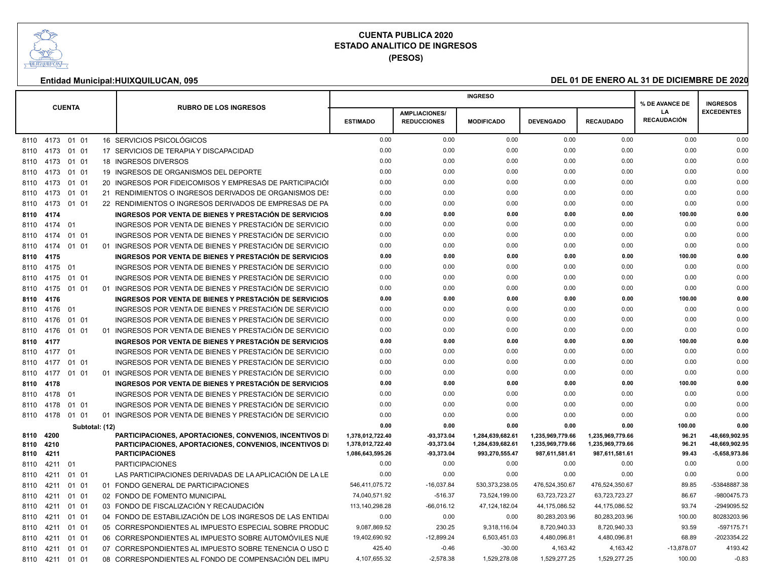# CUENTA PUBLICA 2020
## ESTADO ANALITICO DE INGRESOS
### (PESOS)

**Entidad Municipal:HUIXQUILUCAN, 095** **DEL 01 DE ENERO AL 31 DE DICIEMBRE DE 2020**

| CUENTA | RUBRO DE LOS INGRESOS | INGRESO | | | | | % DE AVANCE DE LA RECAUDACIÓN | INGRESOS EXCEDENTES |
|---|---|---|---|---|---|---|---|---|
| | | ESTIMADO | AMPLIACIONES/ REDUCCIONES | MODIFICADO | DEVENGADO | RECAUDADO | | |
| 8110 4173 01 01 16 | SERVICIOS PSICOLÓGICOS | 0.00 | 0.00 | 0.00 | 0.00 | 0.00 | 0.00 | 0.00 |
| 8110 4173 01 01 17 | SERVICIOS DE TERAPIA Y DISCAPACIDAD | 0.00 | 0.00 | 0.00 | 0.00 | 0.00 | 0.00 | 0.00 |
| 8110 4173 01 01 18 | INGRESOS DIVERSOS | 0.00 | 0.00 | 0.00 | 0.00 | 0.00 | 0.00 | 0.00 |
| 8110 4173 01 01 19 | INGRESOS DE ORGANISMOS DEL DEPORTE | 0.00 | 0.00 | 0.00 | 0.00 | 0.00 | 0.00 | 0.00 |
| 8110 4173 01 01 20 | INGRESOS POR FIDEICOMISOS Y EMPRESAS DE PARTICIPACIÓI | 0.00 | 0.00 | 0.00 | 0.00 | 0.00 | 0.00 | 0.00 |
| 8110 4173 01 01 21 | RENDIMIENTOS O INGRESOS DERIVADOS DE ORGANISMOS DE! | 0.00 | 0.00 | 0.00 | 0.00 | 0.00 | 0.00 | 0.00 |
| 8110 4173 01 01 22 | RENDIMIENTOS O INGRESOS DERIVADOS DE EMPRESAS DE PA | 0.00 | 0.00 | 0.00 | 0.00 | 0.00 | 0.00 | 0.00 |
| **8110 4174** | **INGRESOS POR VENTA DE BIENES Y PRESTACIÓN DE SERVICIOS** | **0.00** | **0.00** | **0.00** | **0.00** | **0.00** | **100.00** | **0.00** |
| 8110 4174 01 | INGRESOS POR VENTA DE BIENES Y PRESTACIÓN DE SERVICIO | 0.00 | 0.00 | 0.00 | 0.00 | 0.00 | 0.00 | 0.00 |
| 8110 4174 01 01 | INGRESOS POR VENTA DE BIENES Y PRESTACIÓN DE SERVICIO | 0.00 | 0.00 | 0.00 | 0.00 | 0.00 | 0.00 | 0.00 |
| 8110 4174 01 01 01 | INGRESOS POR VENTA DE BIENES Y PRESTACIÓN DE SERVICIO | 0.00 | 0.00 | 0.00 | 0.00 | 0.00 | 0.00 | 0.00 |
| **8110 4175** | **INGRESOS POR VENTA DE BIENES Y PRESTACIÓN DE SERVICIOS** | **0.00** | **0.00** | **0.00** | **0.00** | **0.00** | **100.00** | **0.00** |
| 8110 4175 01 | INGRESOS POR VENTA DE BIENES Y PRESTACIÓN DE SERVICIO | 0.00 | 0.00 | 0.00 | 0.00 | 0.00 | 0.00 | 0.00 |
| 8110 4175 01 01 | INGRESOS POR VENTA DE BIENES Y PRESTACIÓN DE SERVICIO | 0.00 | 0.00 | 0.00 | 0.00 | 0.00 | 0.00 | 0.00 |
| 8110 4175 01 01 01 | INGRESOS POR VENTA DE BIENES Y PRESTACIÓN DE SERVICIO | 0.00 | 0.00 | 0.00 | 0.00 | 0.00 | 0.00 | 0.00 |
| **8110 4176** | **INGRESOS POR VENTA DE BIENES Y PRESTACIÓN DE SERVICIOS** | **0.00** | **0.00** | **0.00** | **0.00** | **0.00** | **100.00** | **0.00** |
| 8110 4176 01 | INGRESOS POR VENTA DE BIENES Y PRESTACIÓN DE SERVICIO | 0.00 | 0.00 | 0.00 | 0.00 | 0.00 | 0.00 | 0.00 |
| 8110 4176 01 01 | INGRESOS POR VENTA DE BIENES Y PRESTACIÓN DE SERVICIO | 0.00 | 0.00 | 0.00 | 0.00 | 0.00 | 0.00 | 0.00 |
| 8110 4176 01 01 01 | INGRESOS POR VENTA DE BIENES Y PRESTACIÓN DE SERVICIO | 0.00 | 0.00 | 0.00 | 0.00 | 0.00 | 0.00 | 0.00 |
| **8110 4177** | **INGRESOS POR VENTA DE BIENES Y PRESTACIÓN DE SERVICIOS** | **0.00** | **0.00** | **0.00** | **0.00** | **0.00** | **100.00** | **0.00** |
| 8110 4177 01 | INGRESOS POR VENTA DE BIENES Y PRESTACIÓN DE SERVICIO | 0.00 | 0.00 | 0.00 | 0.00 | 0.00 | 0.00 | 0.00 |
| 8110 4177 01 01 | INGRESOS POR VENTA DE BIENES Y PRESTACIÓN DE SERVICIO | 0.00 | 0.00 | 0.00 | 0.00 | 0.00 | 0.00 | 0.00 |
| 8110 4177 01 01 01 | INGRESOS POR VENTA DE BIENES Y PRESTACIÓN DE SERVICIO | 0.00 | 0.00 | 0.00 | 0.00 | 0.00 | 0.00 | 0.00 |
| **8110 4178** | **INGRESOS POR VENTA DE BIENES Y PRESTACIÓN DE SERVICIOS** | **0.00** | **0.00** | **0.00** | **0.00** | **0.00** | **100.00** | **0.00** |
| 8110 4178 01 | INGRESOS POR VENTA DE BIENES Y PRESTACIÓN DE SERVICIO | 0.00 | 0.00 | 0.00 | 0.00 | 0.00 | 0.00 | 0.00 |
| 8110 4178 01 01 | INGRESOS POR VENTA DE BIENES Y PRESTACIÓN DE SERVICIO | 0.00 | 0.00 | 0.00 | 0.00 | 0.00 | 0.00 | 0.00 |
| 8110 4178 01 01 01 | INGRESOS POR VENTA DE BIENES Y PRESTACIÓN DE SERVICIO | 0.00 | 0.00 | 0.00 | 0.00 | 0.00 | 0.00 | 0.00 |
| **Subtotal: (12)** | | **0.00** | **0.00** | **0.00** | **0.00** | **0.00** | **100.00** | **0.00** |
| **8110 4200** | **PARTICIPACIONES, APORTACIONES, CONVENIOS, INCENTIVOS DI** | **1,378,012,722.40** | **-93,373.04** | **1,284,639,682.61** | **1,235,969,779.66** | **1,235,969,779.66** | **96.21** | **-48,669,902.95** |
| **8110 4210** | **PARTICIPACIONES, APORTACIONES, CONVENIOS, INCENTIVOS DI** | **1,378,012,722.40** | **-93,373.04** | **1,284,639,682.61** | **1,235,969,779.66** | **1,235,969,779.66** | **96.21** | **-48,669,902.95** |
| **8110 4211** | **PARTICIPACIONES** | **1,086,643,595.26** | **-93,373.04** | **993,270,555.47** | **987,611,581.61** | **987,611,581.61** | **99.43** | **-5,658,973.86** |
| 8110 4211 01 | PARTICIPACIONES | 0.00 | 0.00 | 0.00 | 0.00 | 0.00 | 0.00 | 0.00 |
| 8110 4211 01 01 | LAS PARTICIPACIONES DERIVADAS DE LA APLICACIÓN DE LA LE | 0.00 | 0.00 | 0.00 | 0.00 | 0.00 | 0.00 | 0.00 |
| 8110 4211 01 01 01 | FONDO GENERAL DE PARTICIPACIONES | 546,411,075.72 | -16,037.84 | 530,373,238.05 | 476,524,350.67 | 476,524,350.67 | 89.85 | -53848887.38 |
| 8110 4211 01 01 02 | FONDO DE FOMENTO MUNICIPAL | 74,040,571.92 | -516.37 | 73,524,199.00 | 63,723,723.27 | 63,723,723.27 | 86.67 | -9800475.73 |
| 8110 4211 01 01 03 | FONDO DE FISCALIZACIÓN Y RECAUDACIÓN | 113,140,298.28 | -66,016.12 | 47,124,182.04 | 44,175,086.52 | 44,175,086.52 | 93.74 | -2949095.52 |
| 8110 4211 01 01 04 | FONDO DE ESTABILIZACIÓN DE LOS INGRESOS DE LAS ENTIDAI | 0.00 | 0.00 | 0.00 | 80,283,203.96 | 80,283,203.96 | 100.00 | 80283203.96 |
| 8110 4211 01 01 05 | CORRESPONDIENTES AL IMPUESTO ESPECIAL SOBRE PRODUC | 9,087,869.52 | 230.25 | 9,318,116.04 | 8,720,940.33 | 8,720,940.33 | 93.59 | -597175.71 |
| 8110 4211 01 01 06 | CORRESPONDIENTES AL IMPUESTO SOBRE AUTOMÓVILES NUE | 19,402,690.92 | -12,899.24 | 6,503,451.03 | 4,480,096.81 | 4,480,096.81 | 68.89 | -2023354.22 |
| 8110 4211 01 01 07 | CORRESPONDIENTES AL IMPUESTO SOBRE TENENCIA O USO D | 425.40 | -0.46 | -30.00 | 4,163.42 | 4,163.42 | -13,878.07 | 4193.42 |
| 8110 4211 01 01 08 | CORRESPONDIENTES AL FONDO DE COMPENSACIÓN DEL IMPU | 4,107,655.32 | -2,578.38 | 1,529,278.08 | 1,529,277.25 | 1,529,277.25 | 100.00 | -0.83 |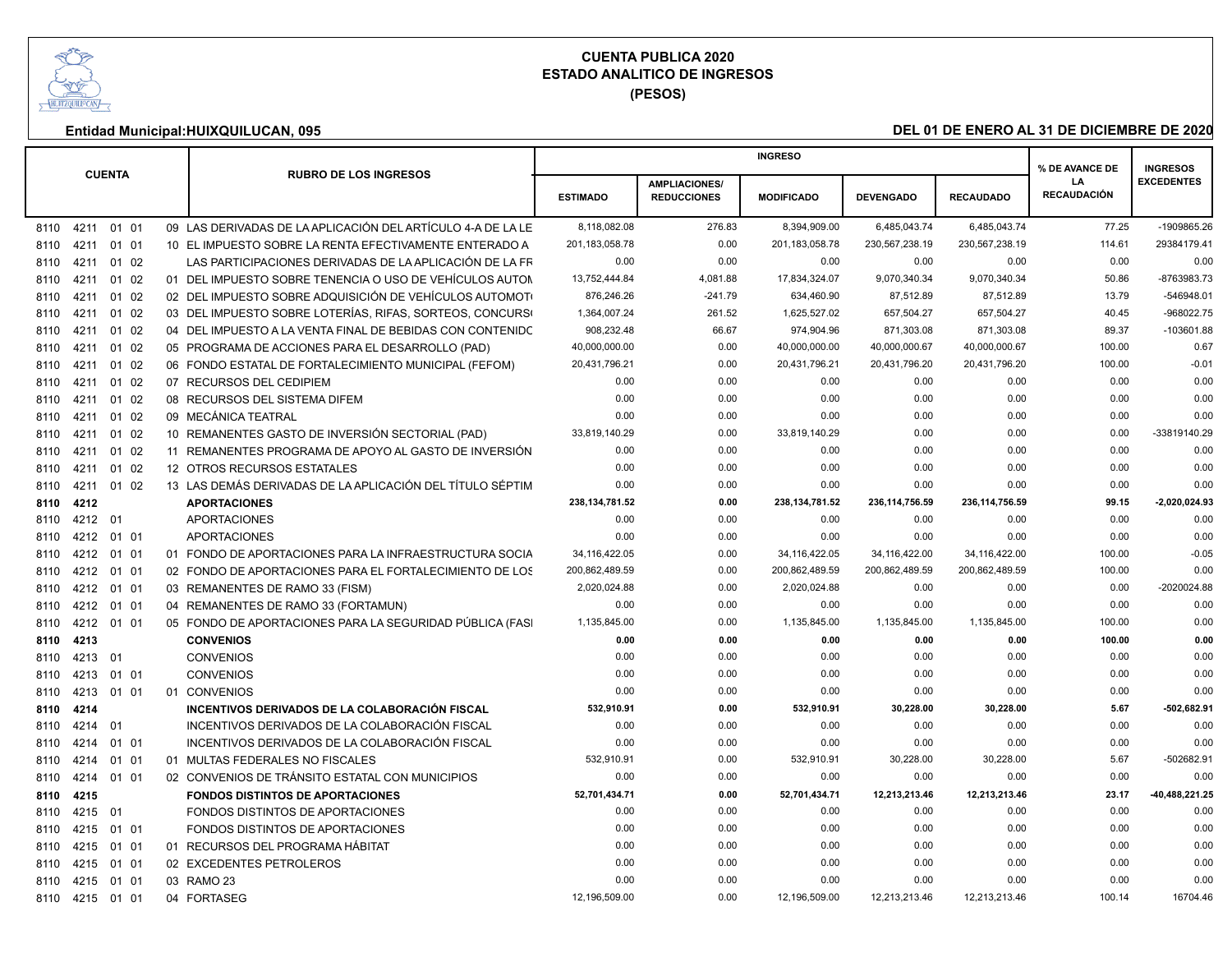# CUENTA PUBLICA 2020
## ESTADO ANALITICO DE INGRESOS
### (PESOS)

**Entidad Municipal:HUIXQUILUCAN, 095** **DEL 01 DE ENERO AL 31 DE DICIEMBRE DE 2020**

| CUENTA | RUBRO DE LOS INGRESOS | ESTIMADO | AMPLIACIONES/ REDUCCIONES | MODIFICADO | DEVENGADO | RECAUDADO | % DE AVANCE DE LA RECAUDACIÓN | INGRESOS EXCEDENTES |
|---|---|---|---|---|---|---|---|---|
| 8110 4211 01 01 | 09 LAS DERIVADAS DE LA APLICACIÓN DEL ARTÍCULO 4-A DE LA LE | 8,118,082.08 | 276.83 | 8,394,909.00 | 6,485,043.74 | 6,485,043.74 | 77.25 | -1909865.26 |
| 8110 4211 01 01 | 10 EL IMPUESTO SOBRE LA RENTA EFECTIVAMENTE ENTERADO A | 201,183,058.78 | 0.00 | 201,183,058.78 | 230,567,238.19 | 230,567,238.19 | 114.61 | 29384179.41 |
| 8110 4211 01 02 | LAS PARTICIPACIONES DERIVADAS DE LA APLICACIÓN DE LA FR | 0.00 | 0.00 | 0.00 | 0.00 | 0.00 | 0.00 | 0.00 |
| 8110 4211 01 02 | 01 DEL IMPUESTO SOBRE TENENCIA O USO DE VEHÍCULOS AUTON | 13,752,444.84 | 4,081.88 | 17,834,324.07 | 9,070,340.34 | 9,070,340.34 | 50.86 | -8763983.73 |
| 8110 4211 01 02 | 02 DEL IMPUESTO SOBRE ADQUISICIÓN DE VEHÍCULOS AUTOMOT | 876,246.26 | -241.79 | 634,460.90 | 87,512.89 | 87,512.89 | 13.79 | -546948.01 |
| 8110 4211 01 02 | 03 DEL IMPUESTO SOBRE LOTERÍAS, RIFAS, SORTEOS, CONCURS | 1,364,007.24 | 261.52 | 1,625,527.02 | 657,504.27 | 657,504.27 | 40.45 | -968022.75 |
| 8110 4211 01 02 | 04 DEL IMPUESTO A LA VENTA FINAL DE BEBIDAS CON CONTENIDC | 908,232.48 | 66.67 | 974,904.96 | 871,303.08 | 871,303.08 | 89.37 | -103601.88 |
| 8110 4211 01 02 | 05 PROGRAMA DE ACCIONES PARA EL DESARROLLO (PAD) | 40,000,000.00 | 0.00 | 40,000,000.00 | 40,000,000.67 | 40,000,000.67 | 100.00 | 0.67 |
| 8110 4211 01 02 | 06 FONDO ESTATAL DE FORTALECIMIENTO MUNICIPAL (FEFOM) | 20,431,796.21 | 0.00 | 20,431,796.21 | 20,431,796.20 | 20,431,796.20 | 100.00 | -0.01 |
| 8110 4211 01 02 | 07 RECURSOS DEL CEDIPIEM | 0.00 | 0.00 | 0.00 | 0.00 | 0.00 | 0.00 | 0.00 |
| 8110 4211 01 02 | 08 RECURSOS DEL SISTEMA DIFEM | 0.00 | 0.00 | 0.00 | 0.00 | 0.00 | 0.00 | 0.00 |
| 8110 4211 01 02 | 09 MECÁNICA TEATRAL | 0.00 | 0.00 | 0.00 | 0.00 | 0.00 | 0.00 | 0.00 |
| 8110 4211 01 02 | 10 REMANENTES GASTO DE INVERSIÓN SECTORIAL (PAD) | 33,819,140.29 | 0.00 | 33,819,140.29 | 0.00 | 0.00 | 0.00 | -33819140.29 |
| 8110 4211 01 02 | 11 REMANENTES PROGRAMA DE APOYO AL GASTO DE INVERSIÓN | 0.00 | 0.00 | 0.00 | 0.00 | 0.00 | 0.00 | 0.00 |
| 8110 4211 01 02 | 12 OTROS RECURSOS ESTATALES | 0.00 | 0.00 | 0.00 | 0.00 | 0.00 | 0.00 | 0.00 |
| 8110 4211 01 02 | 13 LAS DEMÁS DERIVADAS DE LA APLICACIÓN DEL TÍTULO SÉPTIM | 0.00 | 0.00 | 0.00 | 0.00 | 0.00 | 0.00 | 0.00 |
| **8110 4212** | **APORTACIONES** | **238,134,781.52** | **0.00** | **238,134,781.52** | **236,114,756.59** | **236,114,756.59** | **99.15** | **-2,020,024.93** |
| 8110 4212 01 | APORTACIONES | 0.00 | 0.00 | 0.00 | 0.00 | 0.00 | 0.00 | 0.00 |
| 8110 4212 01 01 | APORTACIONES | 0.00 | 0.00 | 0.00 | 0.00 | 0.00 | 0.00 | 0.00 |
| 8110 4212 01 01 | 01 FONDO DE APORTACIONES PARA LA INFRAESTRUCTURA SOCIA | 34,116,422.05 | 0.00 | 34,116,422.05 | 34,116,422.00 | 34,116,422.00 | 100.00 | -0.05 |
| 8110 4212 01 01 | 02 FONDO DE APORTACIONES PARA EL FORTALECIMIENTO DE LOS | 200,862,489.59 | 0.00 | 200,862,489.59 | 200,862,489.59 | 200,862,489.59 | 100.00 | 0.00 |
| 8110 4212 01 01 | 03 REMANENTES DE RAMO 33 (FISM) | 2,020,024.88 | 0.00 | 2,020,024.88 | 0.00 | 0.00 | 0.00 | -2020024.88 |
| 8110 4212 01 01 | 04 REMANENTES DE RAMO 33 (FORTAMUN) | 0.00 | 0.00 | 0.00 | 0.00 | 0.00 | 0.00 | 0.00 |
| 8110 4212 01 01 | 05 FONDO DE APORTACIONES PARA LA SEGURIDAD PÚBLICA (FASI | 1,135,845.00 | 0.00 | 1,135,845.00 | 1,135,845.00 | 1,135,845.00 | 100.00 | 0.00 |
| **8110 4213** | **CONVENIOS** | **0.00** | **0.00** | **0.00** | **0.00** | **0.00** | **100.00** | **0.00** |
| 8110 4213 01 | CONVENIOS | 0.00 | 0.00 | 0.00 | 0.00 | 0.00 | 0.00 | 0.00 |
| 8110 4213 01 01 | CONVENIOS | 0.00 | 0.00 | 0.00 | 0.00 | 0.00 | 0.00 | 0.00 |
| 8110 4213 01 01 | 01 CONVENIOS | 0.00 | 0.00 | 0.00 | 0.00 | 0.00 | 0.00 | 0.00 |
| **8110 4214** | **INCENTIVOS DERIVADOS DE LA COLABORACIÓN FISCAL** | **532,910.91** | **0.00** | **532,910.91** | **30,228.00** | **30,228.00** | **5.67** | **-502,682.91** |
| 8110 4214 01 | INCENTIVOS DERIVADOS DE LA COLABORACIÓN FISCAL | 0.00 | 0.00 | 0.00 | 0.00 | 0.00 | 0.00 | 0.00 |
| 8110 4214 01 01 | INCENTIVOS DERIVADOS DE LA COLABORACIÓN FISCAL | 0.00 | 0.00 | 0.00 | 0.00 | 0.00 | 0.00 | 0.00 |
| 8110 4214 01 01 | 01 MULTAS FEDERALES NO FISCALES | 532,910.91 | 0.00 | 532,910.91 | 30,228.00 | 30,228.00 | 5.67 | -502682.91 |
| 8110 4214 01 01 | 02 CONVENIOS DE TRÁNSITO ESTATAL CON MUNICIPIOS | 0.00 | 0.00 | 0.00 | 0.00 | 0.00 | 0.00 | 0.00 |
| **8110 4215** | **FONDOS DISTINTOS DE APORTACIONES** | **52,701,434.71** | **0.00** | **52,701,434.71** | **12,213,213.46** | **12,213,213.46** | **23.17** | **-40,488,221.25** |
| 8110 4215 01 | FONDOS DISTINTOS DE APORTACIONES | 0.00 | 0.00 | 0.00 | 0.00 | 0.00 | 0.00 | 0.00 |
| 8110 4215 01 01 | FONDOS DISTINTOS DE APORTACIONES | 0.00 | 0.00 | 0.00 | 0.00 | 0.00 | 0.00 | 0.00 |
| 8110 4215 01 01 | 01 RECURSOS DEL PROGRAMA HÁBITAT | 0.00 | 0.00 | 0.00 | 0.00 | 0.00 | 0.00 | 0.00 |
| 8110 4215 01 01 | 02 EXCEDENTES PETROLEROS | 0.00 | 0.00 | 0.00 | 0.00 | 0.00 | 0.00 | 0.00 |
| 8110 4215 01 01 | 03 RAMO 23 | 0.00 | 0.00 | 0.00 | 0.00 | 0.00 | 0.00 | 0.00 |
| 8110 4215 01 01 | 04 FORTASEG | 12,196,509.00 | 0.00 | 12,196,509.00 | 12,213,213.46 | 12,213,213.46 | 100.14 | 16704.46 |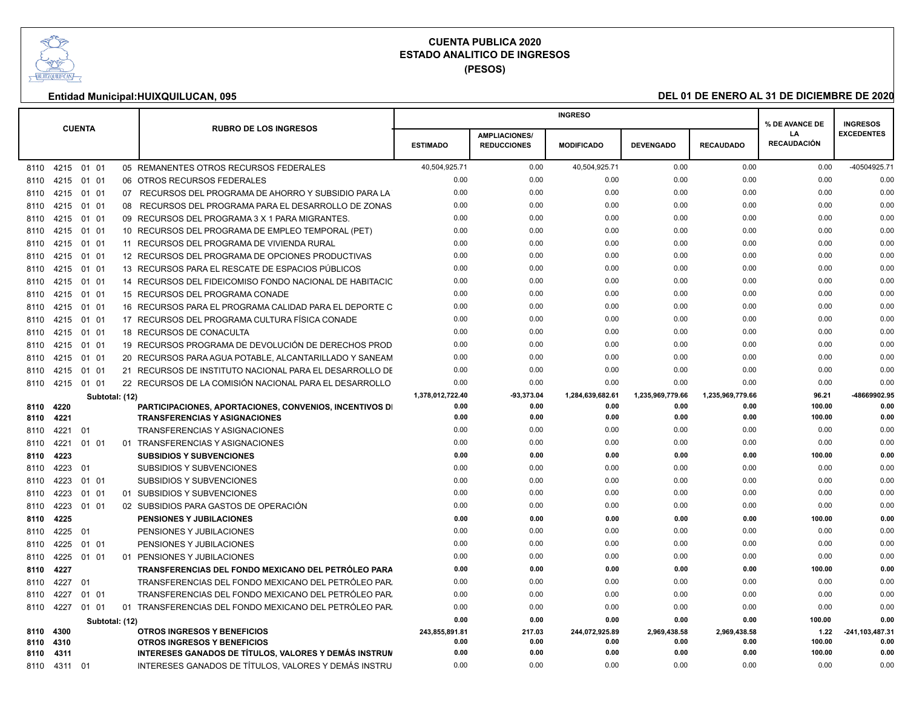# CUENTA PUBLICA 2020
## ESTADO ANALITICO DE INGRESOS
### (PESOS)

**Entidad Municipal:HUIXQUILUCAN, 095** — **DEL 01 DE ENERO AL 31 DE DICIEMBRE DE 2020**

| CUENTA | RUBRO DE LOS INGRESOS | INGRESO | | | | | % DE AVANCE DE LA RECAUDACIÓN | INGRESOS EXCEDENTES |
|---|---|---|---|---|---|---|---|---|
| | | ESTIMADO | AMPLIACIONES/ REDUCCIONES | MODIFICADO | DEVENGADO | RECAUDADO | | |
| 8110 4215 01 01 05 | REMANENTES OTROS RECURSOS FEDERALES | 40,504,925.71 | 0.00 | 40,504,925.71 | 0.00 | 0.00 | 0.00 | -40504925.71 |
| 8110 4215 01 01 06 | OTROS RECURSOS FEDERALES | 0.00 | 0.00 | 0.00 | 0.00 | 0.00 | 0.00 | 0.00 |
| 8110 4215 01 01 07 | RECURSOS DEL PROGRAMA DE AHORRO Y SUBSIDIO PARA LA | 0.00 | 0.00 | 0.00 | 0.00 | 0.00 | 0.00 | 0.00 |
| 8110 4215 01 01 08 | RECURSOS DEL PROGRAMA PARA EL DESARROLLO DE ZONAS | 0.00 | 0.00 | 0.00 | 0.00 | 0.00 | 0.00 | 0.00 |
| 8110 4215 01 01 09 | RECURSOS DEL PROGRAMA 3 X 1 PARA MIGRANTES. | 0.00 | 0.00 | 0.00 | 0.00 | 0.00 | 0.00 | 0.00 |
| 8110 4215 01 01 10 | RECURSOS DEL PROGRAMA DE EMPLEO TEMPORAL (PET) | 0.00 | 0.00 | 0.00 | 0.00 | 0.00 | 0.00 | 0.00 |
| 8110 4215 01 01 11 | RECURSOS DEL PROGRAMA DE VIVIENDA RURAL | 0.00 | 0.00 | 0.00 | 0.00 | 0.00 | 0.00 | 0.00 |
| 8110 4215 01 01 12 | RECURSOS DEL PROGRAMA DE OPCIONES PRODUCTIVAS | 0.00 | 0.00 | 0.00 | 0.00 | 0.00 | 0.00 | 0.00 |
| 8110 4215 01 01 13 | RECURSOS PARA EL RESCATE DE ESPACIOS PÚBLICOS | 0.00 | 0.00 | 0.00 | 0.00 | 0.00 | 0.00 | 0.00 |
| 8110 4215 01 01 14 | RECURSOS DEL FIDEICOMISO FONDO NACIONAL DE HABITACIC | 0.00 | 0.00 | 0.00 | 0.00 | 0.00 | 0.00 | 0.00 |
| 8110 4215 01 01 15 | RECURSOS DEL PROGRAMA CONADE | 0.00 | 0.00 | 0.00 | 0.00 | 0.00 | 0.00 | 0.00 |
| 8110 4215 01 01 16 | RECURSOS PARA EL PROGRAMA CALIDAD PARA EL DEPORTE C | 0.00 | 0.00 | 0.00 | 0.00 | 0.00 | 0.00 | 0.00 |
| 8110 4215 01 01 17 | RECURSOS DEL PROGRAMA CULTURA FÍSICA CONADE | 0.00 | 0.00 | 0.00 | 0.00 | 0.00 | 0.00 | 0.00 |
| 8110 4215 01 01 18 | RECURSOS DE CONACULTA | 0.00 | 0.00 | 0.00 | 0.00 | 0.00 | 0.00 | 0.00 |
| 8110 4215 01 01 19 | RECURSOS PROGRAMA DE DEVOLUCIÓN DE DERECHOS PROD | 0.00 | 0.00 | 0.00 | 0.00 | 0.00 | 0.00 | 0.00 |
| 8110 4215 01 01 20 | RECURSOS PARA AGUA POTABLE, ALCANTARILLADO Y SANEAM | 0.00 | 0.00 | 0.00 | 0.00 | 0.00 | 0.00 | 0.00 |
| 8110 4215 01 01 21 | RECURSOS DE INSTITUTO NACIONAL PARA EL DESARROLLO DE | 0.00 | 0.00 | 0.00 | 0.00 | 0.00 | 0.00 | 0.00 |
| 8110 4215 01 01 22 | RECURSOS DE LA COMISIÓN NACIONAL PARA EL DESARROLLO | 0.00 | 0.00 | 0.00 | 0.00 | 0.00 | 0.00 | 0.00 |
| **Subtotal: (12)** | | **1,378,012,722.40** | **-93,373.04** | **1,284,639,682.61** | **1,235,969,779.66** | **1,235,969,779.66** | **96.21** | **-48669902.95** |
| **8110 4220** | **PARTICIPACIONES, APORTACIONES, CONVENIOS, INCENTIVOS DI** | **0.00** | **0.00** | **0.00** | **0.00** | **0.00** | **100.00** | **0.00** |
| **8110 4221** | **TRANSFERENCIAS Y ASIGNACIONES** | **0.00** | **0.00** | **0.00** | **0.00** | **0.00** | **100.00** | **0.00** |
| 8110 4221 01 | TRANSFERENCIAS Y ASIGNACIONES | 0.00 | 0.00 | 0.00 | 0.00 | 0.00 | 0.00 | 0.00 |
| 8110 4221 01 01 01 | TRANSFERENCIAS Y ASIGNACIONES | 0.00 | 0.00 | 0.00 | 0.00 | 0.00 | 0.00 | 0.00 |
| **8110 4223** | **SUBSIDIOS Y SUBVENCIONES** | **0.00** | **0.00** | **0.00** | **0.00** | **0.00** | **100.00** | **0.00** |
| 8110 4223 01 | SUBSIDIOS Y SUBVENCIONES | 0.00 | 0.00 | 0.00 | 0.00 | 0.00 | 0.00 | 0.00 |
| 8110 4223 01 01 | SUBSIDIOS Y SUBVENCIONES | 0.00 | 0.00 | 0.00 | 0.00 | 0.00 | 0.00 | 0.00 |
| 8110 4223 01 01 01 | SUBSIDIOS Y SUBVENCIONES | 0.00 | 0.00 | 0.00 | 0.00 | 0.00 | 0.00 | 0.00 |
| 8110 4223 01 01 02 | SUBSIDIOS PARA GASTOS DE OPERACIÓN | 0.00 | 0.00 | 0.00 | 0.00 | 0.00 | 0.00 | 0.00 |
| **8110 4225** | **PENSIONES Y JUBILACIONES** | **0.00** | **0.00** | **0.00** | **0.00** | **0.00** | **100.00** | **0.00** |
| 8110 4225 01 | PENSIONES Y JUBILACIONES | 0.00 | 0.00 | 0.00 | 0.00 | 0.00 | 0.00 | 0.00 |
| 8110 4225 01 01 | PENSIONES Y JUBILACIONES | 0.00 | 0.00 | 0.00 | 0.00 | 0.00 | 0.00 | 0.00 |
| 8110 4225 01 01 01 | PENSIONES Y JUBILACIONES | 0.00 | 0.00 | 0.00 | 0.00 | 0.00 | 0.00 | 0.00 |
| **8110 4227** | **TRANSFERENCIAS DEL FONDO MEXICANO DEL PETRÓLEO PARA** | **0.00** | **0.00** | **0.00** | **0.00** | **0.00** | **100.00** | **0.00** |
| 8110 4227 01 | TRANSFERENCIAS DEL FONDO MEXICANO DEL PETRÓLEO PAR. | 0.00 | 0.00 | 0.00 | 0.00 | 0.00 | 0.00 | 0.00 |
| 8110 4227 01 01 | TRANSFERENCIAS DEL FONDO MEXICANO DEL PETRÓLEO PAR. | 0.00 | 0.00 | 0.00 | 0.00 | 0.00 | 0.00 | 0.00 |
| 8110 4227 01 01 01 | TRANSFERENCIAS DEL FONDO MEXICANO DEL PETRÓLEO PAR. | 0.00 | 0.00 | 0.00 | 0.00 | 0.00 | 0.00 | 0.00 |
| **Subtotal: (12)** | | **0.00** | **0.00** | **0.00** | **0.00** | **0.00** | **100.00** | **0.00** |
| **8110 4300** | **OTROS INGRESOS Y BENEFICIOS** | **243,855,891.81** | **217.03** | **244,072,925.89** | **2,969,438.58** | **2,969,438.58** | **1.22** | **-241,103,487.31** |
| **8110 4310** | **OTROS INGRESOS Y BENEFICIOS** | **0.00** | **0.00** | **0.00** | **0.00** | **0.00** | **100.00** | **0.00** |
| **8110 4311** | **INTERESES GANADOS DE TÍTULOS, VALORES Y DEMÁS INSTRUM** | **0.00** | **0.00** | **0.00** | **0.00** | **0.00** | **100.00** | **0.00** |
| 8110 4311 01 | INTERESES GANADOS DE TÍTULOS, VALORES Y DEMÁS INSTRU | 0.00 | 0.00 | 0.00 | 0.00 | 0.00 | 0.00 | 0.00 |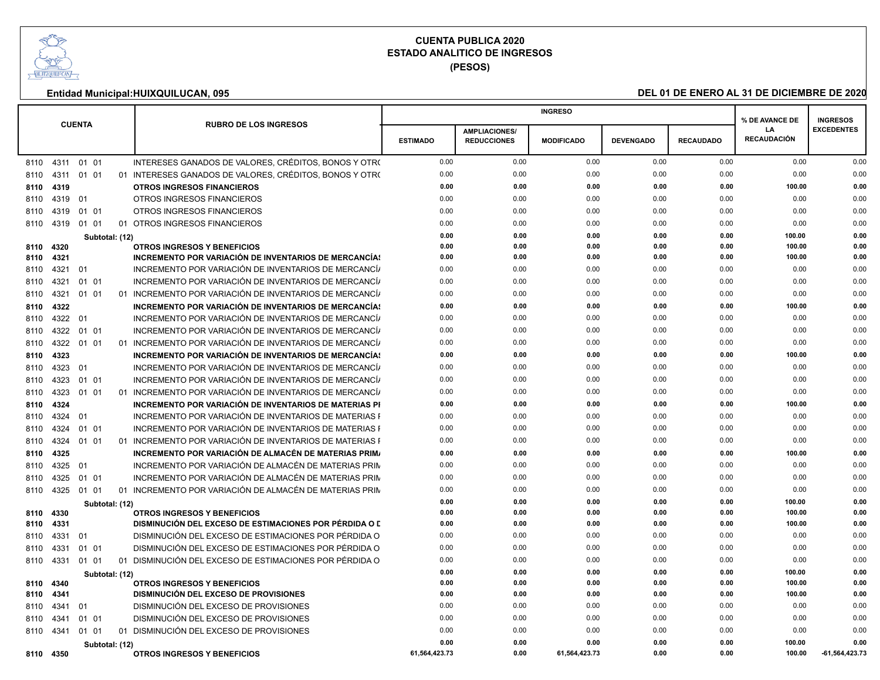# CUENTA PUBLICA 2020
## ESTADO ANALITICO DE INGRESOS
### (PESOS)

**Entidad Municipal:HUIXQUILUCAN, 095** **DEL 01 DE ENERO AL 31 DE DICIEMBRE DE 2020**

| CUENTA | RUBRO DE LOS INGRESOS | INGRESO | | | | | % DE AVANCE DE LA RECAUDACIÓN | INGRESOS EXCEDENTES |
|---|---|---|---|---|---|---|---|---|
| | | ESTIMADO | AMPLIACIONES/ REDUCCIONES | MODIFICADO | DEVENGADO | RECAUDADO | | |
| 8110 4311 01 01 | INTERESES GANADOS DE VALORES, CRÉDITOS, BONOS Y OTR( | 0.00 | 0.00 | 0.00 | 0.00 | 0.00 | 0.00 | 0.00 |
| 8110 4311 01 01 01 | INTERESES GANADOS DE VALORES, CRÉDITOS, BONOS Y OTR( | 0.00 | 0.00 | 0.00 | 0.00 | 0.00 | 0.00 | 0.00 |
| **8110 4319** | **OTROS INGRESOS FINANCIEROS** | **0.00** | **0.00** | **0.00** | **0.00** | **0.00** | **100.00** | **0.00** |
| 8110 4319 01 | OTROS INGRESOS FINANCIEROS | 0.00 | 0.00 | 0.00 | 0.00 | 0.00 | 0.00 | 0.00 |
| 8110 4319 01 01 | OTROS INGRESOS FINANCIEROS | 0.00 | 0.00 | 0.00 | 0.00 | 0.00 | 0.00 | 0.00 |
| 8110 4319 01 01 01 | OTROS INGRESOS FINANCIEROS | 0.00 | 0.00 | 0.00 | 0.00 | 0.00 | 0.00 | 0.00 |
| **Subtotal: (12)** | | **0.00** | **0.00** | **0.00** | **0.00** | **0.00** | **100.00** | **0.00** |
| **8110 4320** | **OTROS INGRESOS Y BENEFICIOS** | **0.00** | **0.00** | **0.00** | **0.00** | **0.00** | **100.00** | **0.00** |
| **8110 4321** | **INCREMENTO POR VARIACIÓN DE INVENTARIOS DE MERCANCÍA!** | **0.00** | **0.00** | **0.00** | **0.00** | **0.00** | **100.00** | **0.00** |
| 8110 4321 01 | INCREMENTO POR VARIACIÓN DE INVENTARIOS DE MERCANCÍ/ | 0.00 | 0.00 | 0.00 | 0.00 | 0.00 | 0.00 | 0.00 |
| 8110 4321 01 01 | INCREMENTO POR VARIACIÓN DE INVENTARIOS DE MERCANCÍ/ | 0.00 | 0.00 | 0.00 | 0.00 | 0.00 | 0.00 | 0.00 |
| 8110 4321 01 01 01 | INCREMENTO POR VARIACIÓN DE INVENTARIOS DE MERCANCÍ/ | 0.00 | 0.00 | 0.00 | 0.00 | 0.00 | 0.00 | 0.00 |
| **8110 4322** | **INCREMENTO POR VARIACIÓN DE INVENTARIOS DE MERCANCÍA!** | **0.00** | **0.00** | **0.00** | **0.00** | **0.00** | **100.00** | **0.00** |
| 8110 4322 01 | INCREMENTO POR VARIACIÓN DE INVENTARIOS DE MERCANCÍ/ | 0.00 | 0.00 | 0.00 | 0.00 | 0.00 | 0.00 | 0.00 |
| 8110 4322 01 01 | INCREMENTO POR VARIACIÓN DE INVENTARIOS DE MERCANCÍ/ | 0.00 | 0.00 | 0.00 | 0.00 | 0.00 | 0.00 | 0.00 |
| 8110 4322 01 01 01 | INCREMENTO POR VARIACIÓN DE INVENTARIOS DE MERCANCÍ/ | 0.00 | 0.00 | 0.00 | 0.00 | 0.00 | 0.00 | 0.00 |
| **8110 4323** | **INCREMENTO POR VARIACIÓN DE INVENTARIOS DE MERCANCÍA!** | **0.00** | **0.00** | **0.00** | **0.00** | **0.00** | **100.00** | **0.00** |
| 8110 4323 01 | INCREMENTO POR VARIACIÓN DE INVENTARIOS DE MERCANCÍ/ | 0.00 | 0.00 | 0.00 | 0.00 | 0.00 | 0.00 | 0.00 |
| 8110 4323 01 01 | INCREMENTO POR VARIACIÓN DE INVENTARIOS DE MERCANCÍ/ | 0.00 | 0.00 | 0.00 | 0.00 | 0.00 | 0.00 | 0.00 |
| 8110 4323 01 01 01 | INCREMENTO POR VARIACIÓN DE INVENTARIOS DE MERCANCÍ/ | 0.00 | 0.00 | 0.00 | 0.00 | 0.00 | 0.00 | 0.00 |
| **8110 4324** | **INCREMENTO POR VARIACIÓN DE INVENTARIOS DE MATERIAS PI** | **0.00** | **0.00** | **0.00** | **0.00** | **0.00** | **100.00** | **0.00** |
| 8110 4324 01 | INCREMENTO POR VARIACIÓN DE INVENTARIOS DE MATERIAS F | 0.00 | 0.00 | 0.00 | 0.00 | 0.00 | 0.00 | 0.00 |
| 8110 4324 01 01 | INCREMENTO POR VARIACIÓN DE INVENTARIOS DE MATERIAS F | 0.00 | 0.00 | 0.00 | 0.00 | 0.00 | 0.00 | 0.00 |
| 8110 4324 01 01 01 | INCREMENTO POR VARIACIÓN DE INVENTARIOS DE MATERIAS F | 0.00 | 0.00 | 0.00 | 0.00 | 0.00 | 0.00 | 0.00 |
| **8110 4325** | **INCREMENTO POR VARIACIÓN DE ALMACÉN DE MATERIAS PRIM/** | **0.00** | **0.00** | **0.00** | **0.00** | **0.00** | **100.00** | **0.00** |
| 8110 4325 01 | INCREMENTO POR VARIACIÓN DE ALMACÉN DE MATERIAS PRIN | 0.00 | 0.00 | 0.00 | 0.00 | 0.00 | 0.00 | 0.00 |
| 8110 4325 01 01 | INCREMENTO POR VARIACIÓN DE ALMACÉN DE MATERIAS PRIN | 0.00 | 0.00 | 0.00 | 0.00 | 0.00 | 0.00 | 0.00 |
| 8110 4325 01 01 01 | INCREMENTO POR VARIACIÓN DE ALMACÉN DE MATERIAS PRIN | 0.00 | 0.00 | 0.00 | 0.00 | 0.00 | 0.00 | 0.00 |
| **Subtotal: (12)** | | **0.00** | **0.00** | **0.00** | **0.00** | **0.00** | **100.00** | **0.00** |
| **8110 4330** | **OTROS INGRESOS Y BENEFICIOS** | **0.00** | **0.00** | **0.00** | **0.00** | **0.00** | **100.00** | **0.00** |
| **8110 4331** | **DISMINUCIÓN DEL EXCESO DE ESTIMACIONES POR PÉRDIDA O D** | **0.00** | **0.00** | **0.00** | **0.00** | **0.00** | **100.00** | **0.00** |
| 8110 4331 01 | DISMINUCIÓN DEL EXCESO DE ESTIMACIONES POR PÉRDIDA O | 0.00 | 0.00 | 0.00 | 0.00 | 0.00 | 0.00 | 0.00 |
| 8110 4331 01 01 | DISMINUCIÓN DEL EXCESO DE ESTIMACIONES POR PÉRDIDA O | 0.00 | 0.00 | 0.00 | 0.00 | 0.00 | 0.00 | 0.00 |
| 8110 4331 01 01 01 | DISMINUCIÓN DEL EXCESO DE ESTIMACIONES POR PÉRDIDA O | 0.00 | 0.00 | 0.00 | 0.00 | 0.00 | 0.00 | 0.00 |
| **Subtotal: (12)** | | **0.00** | **0.00** | **0.00** | **0.00** | **0.00** | **100.00** | **0.00** |
| **8110 4340** | **OTROS INGRESOS Y BENEFICIOS** | **0.00** | **0.00** | **0.00** | **0.00** | **0.00** | **100.00** | **0.00** |
| **8110 4341** | **DISMINUCIÓN DEL EXCESO DE PROVISIONES** | **0.00** | **0.00** | **0.00** | **0.00** | **0.00** | **100.00** | **0.00** |
| 8110 4341 01 | DISMINUCIÓN DEL EXCESO DE PROVISIONES | 0.00 | 0.00 | 0.00 | 0.00 | 0.00 | 0.00 | 0.00 |
| 8110 4341 01 01 | DISMINUCIÓN DEL EXCESO DE PROVISIONES | 0.00 | 0.00 | 0.00 | 0.00 | 0.00 | 0.00 | 0.00 |
| 8110 4341 01 01 01 | DISMINUCIÓN DEL EXCESO DE PROVISIONES | 0.00 | 0.00 | 0.00 | 0.00 | 0.00 | 0.00 | 0.00 |
| **Subtotal: (12)** | | **0.00** | **0.00** | **0.00** | **0.00** | **0.00** | **100.00** | **0.00** |
| **8110 4350** | **OTROS INGRESOS Y BENEFICIOS** | **61,564,423.73** | **0.00** | **61,564,423.73** | **0.00** | **0.00** | **100.00** | **-61,564,423.73** |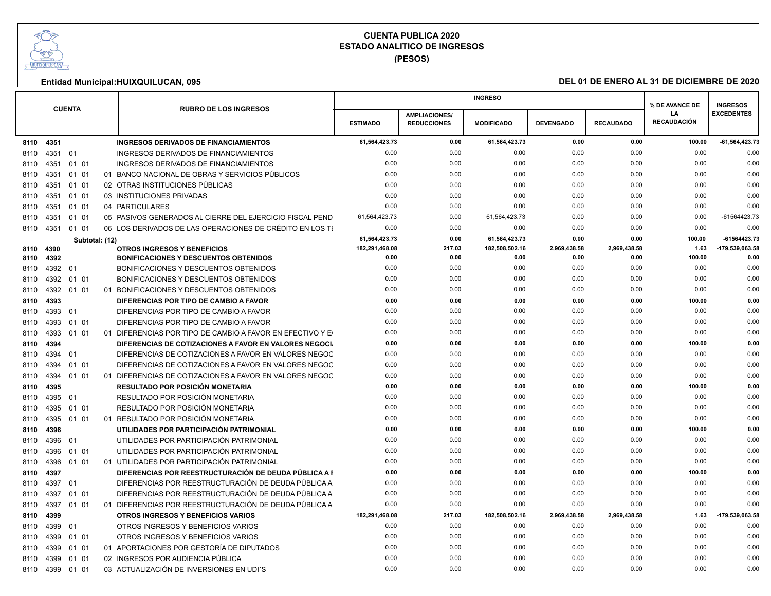# CUENTA PUBLICA 2020
## ESTADO ANALITICO DE INGRESOS
### (PESOS)

**Entidad Municipal:HUIXQUILUCAN, 095** **DEL 01 DE ENERO AL 31 DE DICIEMBRE DE 2020**

| CUENTA | | | | | RUBRO DE LOS INGRESOS | INGRESO | | | | | % DE AVANCE DE LA RECAUDACIÓN | INGRESOS EXCEDENTES |
|---|---|---|---|---|---|---|---|---|---|---|---|---|
| | | | | | | ESTIMADO | AMPLIACIONES/ REDUCCIONES | MODIFICADO | DEVENGADO | RECAUDADO | | |
| **8110** | **4351** | | | | **INGRESOS DERIVADOS DE FINANCIAMIENTOS** | **61,564,423.73** | **0.00** | **61,564,423.73** | **0.00** | **0.00** | **100.00** | **-61,564,423.73** |
| 8110 | 4351 | 01 | | | INGRESOS DERIVADOS DE FINANCIAMIENTOS | 0.00 | 0.00 | 0.00 | 0.00 | 0.00 | 0.00 | 0.00 |
| 8110 | 4351 | 01 | 01 | | INGRESOS DERIVADOS DE FINANCIAMIENTOS | 0.00 | 0.00 | 0.00 | 0.00 | 0.00 | 0.00 | 0.00 |
| 8110 | 4351 | 01 | 01 | 01 | BANCO NACIONAL DE OBRAS Y SERVICIOS PÚBLICOS | 0.00 | 0.00 | 0.00 | 0.00 | 0.00 | 0.00 | 0.00 |
| 8110 | 4351 | 01 | 01 | 02 | OTRAS INSTITUCIONES PÚBLICAS | 0.00 | 0.00 | 0.00 | 0.00 | 0.00 | 0.00 | 0.00 |
| 8110 | 4351 | 01 | 01 | 03 | INSTITUCIONES PRIVADAS | 0.00 | 0.00 | 0.00 | 0.00 | 0.00 | 0.00 | 0.00 |
| 8110 | 4351 | 01 | 01 | 04 | PARTICULARES | 0.00 | 0.00 | 0.00 | 0.00 | 0.00 | 0.00 | 0.00 |
| 8110 | 4351 | 01 | 01 | 05 | PASIVOS GENERADOS AL CIERRE DEL EJERCICIO FISCAL PEND | 61,564,423.73 | 0.00 | 61,564,423.73 | 0.00 | 0.00 | 0.00 | -61564423.73 |
| 8110 | 4351 | 01 | 01 | 06 | LOS DERIVADOS DE LAS OPERACIONES DE CRÉDITO EN LOS TI | 0.00 | 0.00 | 0.00 | 0.00 | 0.00 | 0.00 | 0.00 |
| | **Subtotal: (12)** | | | | | **61,564,423.73** | **0.00** | **61,564,423.73** | **0.00** | **0.00** | **100.00** | **-61564423.73** |
| **8110** | **4390** | | | | **OTROS INGRESOS Y BENEFICIOS** | **182,291,468.08** | **217.03** | **182,508,502.16** | **2,969,438.58** | **2,969,438.58** | **1.63** | **-179,539,063.58** |
| **8110** | **4392** | | | | **BONIFICACIONES Y DESCUENTOS OBTENIDOS** | **0.00** | **0.00** | **0.00** | **0.00** | **0.00** | **100.00** | **0.00** |
| 8110 | 4392 | 01 | | | BONIFICACIONES Y DESCUENTOS OBTENIDOS | 0.00 | 0.00 | 0.00 | 0.00 | 0.00 | 0.00 | 0.00 |
| 8110 | 4392 | 01 | 01 | | BONIFICACIONES Y DESCUENTOS OBTENIDOS | 0.00 | 0.00 | 0.00 | 0.00 | 0.00 | 0.00 | 0.00 |
| 8110 | 4392 | 01 | 01 | 01 | BONIFICACIONES Y DESCUENTOS OBTENIDOS | 0.00 | 0.00 | 0.00 | 0.00 | 0.00 | 0.00 | 0.00 |
| **8110** | **4393** | | | | **DIFERENCIAS POR TIPO DE CAMBIO A FAVOR** | **0.00** | **0.00** | **0.00** | **0.00** | **0.00** | **100.00** | **0.00** |
| 8110 | 4393 | 01 | | | DIFERENCIAS POR TIPO DE CAMBIO A FAVOR | 0.00 | 0.00 | 0.00 | 0.00 | 0.00 | 0.00 | 0.00 |
| 8110 | 4393 | 01 | 01 | | DIFERENCIAS POR TIPO DE CAMBIO A FAVOR | 0.00 | 0.00 | 0.00 | 0.00 | 0.00 | 0.00 | 0.00 |
| 8110 | 4393 | 01 | 01 | 01 | DIFERENCIAS POR TIPO DE CAMBIO A FAVOR EN EFECTIVO Y E | 0.00 | 0.00 | 0.00 | 0.00 | 0.00 | 0.00 | 0.00 |
| **8110** | **4394** | | | | **DIFERENCIAS DE COTIZACIONES A FAVOR EN VALORES NEGOCI** | **0.00** | **0.00** | **0.00** | **0.00** | **0.00** | **100.00** | **0.00** |
| 8110 | 4394 | 01 | | | DIFERENCIAS DE COTIZACIONES A FAVOR EN VALORES NEGOC | 0.00 | 0.00 | 0.00 | 0.00 | 0.00 | 0.00 | 0.00 |
| 8110 | 4394 | 01 | 01 | | DIFERENCIAS DE COTIZACIONES A FAVOR EN VALORES NEGOC | 0.00 | 0.00 | 0.00 | 0.00 | 0.00 | 0.00 | 0.00 |
| 8110 | 4394 | 01 | 01 | 01 | DIFERENCIAS DE COTIZACIONES A FAVOR EN VALORES NEGOC | 0.00 | 0.00 | 0.00 | 0.00 | 0.00 | 0.00 | 0.00 |
| **8110** | **4395** | | | | **RESULTADO POR POSICIÓN MONETARIA** | **0.00** | **0.00** | **0.00** | **0.00** | **0.00** | **100.00** | **0.00** |
| 8110 | 4395 | 01 | | | RESULTADO POR POSICIÓN MONETARIA | 0.00 | 0.00 | 0.00 | 0.00 | 0.00 | 0.00 | 0.00 |
| 8110 | 4395 | 01 | 01 | | RESULTADO POR POSICIÓN MONETARIA | 0.00 | 0.00 | 0.00 | 0.00 | 0.00 | 0.00 | 0.00 |
| 8110 | 4395 | 01 | 01 | 01 | RESULTADO POR POSICIÓN MONETARIA | 0.00 | 0.00 | 0.00 | 0.00 | 0.00 | 0.00 | 0.00 |
| **8110** | **4396** | | | | **UTILIDADES POR PARTICIPACIÓN PATRIMONIAL** | **0.00** | **0.00** | **0.00** | **0.00** | **0.00** | **100.00** | **0.00** |
| 8110 | 4396 | 01 | | | UTILIDADES POR PARTICIPACIÓN PATRIMONIAL | 0.00 | 0.00 | 0.00 | 0.00 | 0.00 | 0.00 | 0.00 |
| 8110 | 4396 | 01 | 01 | | UTILIDADES POR PARTICIPACIÓN PATRIMONIAL | 0.00 | 0.00 | 0.00 | 0.00 | 0.00 | 0.00 | 0.00 |
| 8110 | 4396 | 01 | 01 | 01 | UTILIDADES POR PARTICIPACIÓN PATRIMONIAL | 0.00 | 0.00 | 0.00 | 0.00 | 0.00 | 0.00 | 0.00 |
| **8110** | **4397** | | | | **DIFERENCIAS POR REESTRUCTURACIÓN DE DEUDA PÚBLICA A F** | **0.00** | **0.00** | **0.00** | **0.00** | **0.00** | **100.00** | **0.00** |
| 8110 | 4397 | 01 | | | DIFERENCIAS POR REESTRUCTURACIÓN DE DEUDA PÚBLICA A | 0.00 | 0.00 | 0.00 | 0.00 | 0.00 | 0.00 | 0.00 |
| 8110 | 4397 | 01 | 01 | | DIFERENCIAS POR REESTRUCTURACIÓN DE DEUDA PÚBLICA A | 0.00 | 0.00 | 0.00 | 0.00 | 0.00 | 0.00 | 0.00 |
| 8110 | 4397 | 01 | 01 | 01 | DIFERENCIAS POR REESTRUCTURACIÓN DE DEUDA PÚBLICA A | 0.00 | 0.00 | 0.00 | 0.00 | 0.00 | 0.00 | 0.00 |
| **8110** | **4399** | | | | **OTROS INGRESOS Y BENEFICIOS VARIOS** | **182,291,468.08** | **217.03** | **182,508,502.16** | **2,969,438.58** | **2,969,438.58** | **1.63** | **-179,539,063.58** |
| 8110 | 4399 | 01 | | | OTROS INGRESOS Y BENEFICIOS VARIOS | 0.00 | 0.00 | 0.00 | 0.00 | 0.00 | 0.00 | 0.00 |
| 8110 | 4399 | 01 | 01 | | OTROS INGRESOS Y BENEFICIOS VARIOS | 0.00 | 0.00 | 0.00 | 0.00 | 0.00 | 0.00 | 0.00 |
| 8110 | 4399 | 01 | 01 | 01 | APORTACIONES POR GESTORÍA DE DIPUTADOS | 0.00 | 0.00 | 0.00 | 0.00 | 0.00 | 0.00 | 0.00 |
| 8110 | 4399 | 01 | 01 | 02 | INGRESOS POR AUDIENCIA PÚBLICA | 0.00 | 0.00 | 0.00 | 0.00 | 0.00 | 0.00 | 0.00 |
| 8110 | 4399 | 01 | 01 | 03 | ACTUALIZACIÓN DE INVERSIONES EN UDI´S | 0.00 | 0.00 | 0.00 | 0.00 | 0.00 | 0.00 | 0.00 |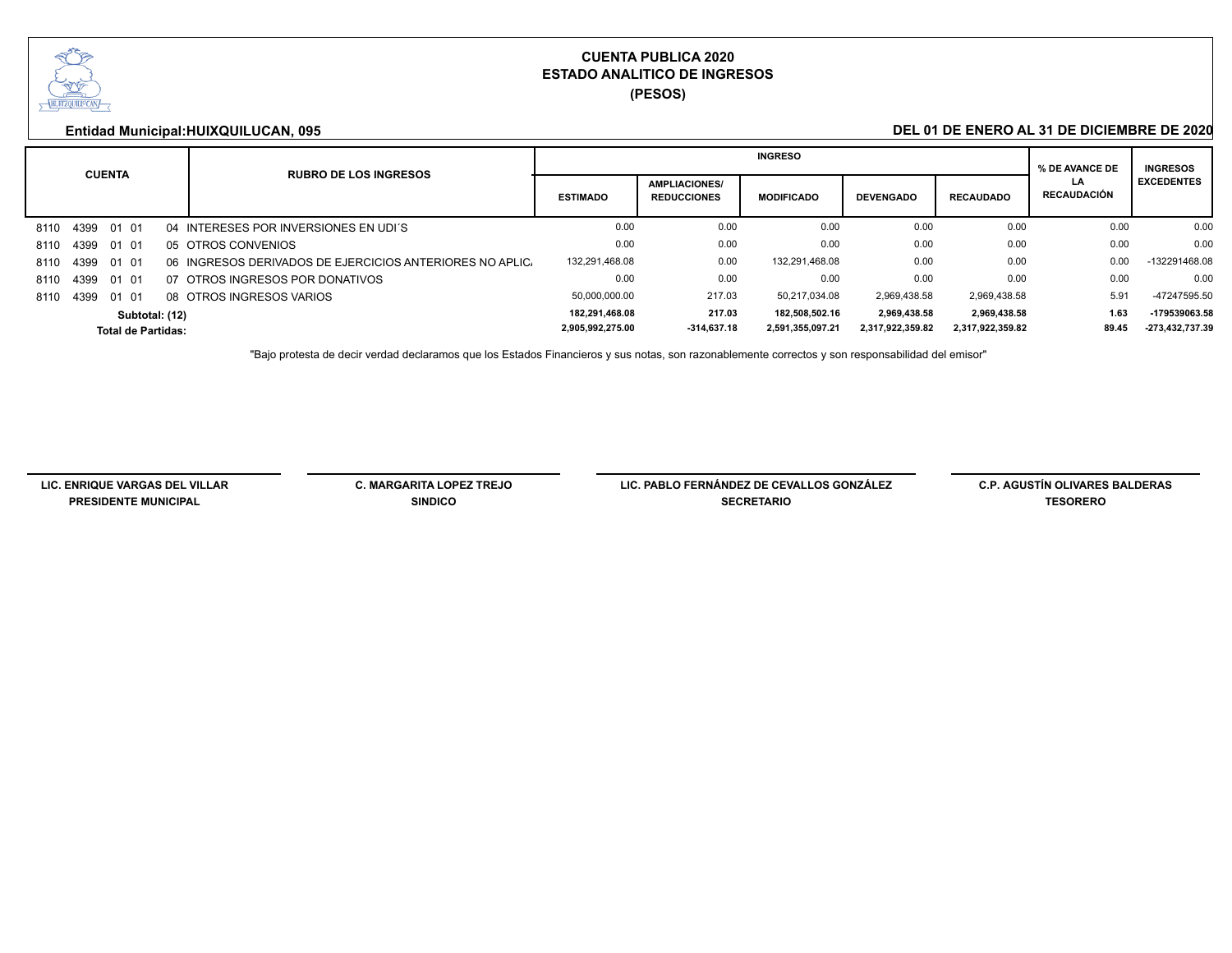# CUENTA PUBLICA 2020
## ESTADO ANALITICO DE INGRESOS
### (PESOS)

**Entidad Municipal:HUIXQUILUCAN, 095**

**DEL 01 DE ENERO AL 31 DE DICIEMBRE DE 2020**

| CUENTA | RUBRO DE LOS INGRESOS | INGRESO | | | | | % DE AVANCE DE LA RECAUDACIÓN | INGRESOS EXCEDENTES |
|---|---|---|---|---|---|---|---|---|
| | | ESTIMADO | AMPLIACIONES/ REDUCCIONES | MODIFICADO | DEVENGADO | RECAUDADO | | |
| 8110 4399 01 01 04 | INTERESES POR INVERSIONES EN UDI´S | 0.00 | 0.00 | 0.00 | 0.00 | 0.00 | 0.00 | 0.00 |
| 8110 4399 01 01 05 | OTROS CONVENIOS | 0.00 | 0.00 | 0.00 | 0.00 | 0.00 | 0.00 | 0.00 |
| 8110 4399 01 01 06 | INGRESOS DERIVADOS DE EJERCICIOS ANTERIORES NO APLIC. | 132,291,468.08 | 0.00 | 132,291,468.08 | 0.00 | 0.00 | 0.00 | -132291468.08 |
| 8110 4399 01 01 07 | OTROS INGRESOS POR DONATIVOS | 0.00 | 0.00 | 0.00 | 0.00 | 0.00 | 0.00 | 0.00 |
| 8110 4399 01 01 08 | OTROS INGRESOS VARIOS | 50,000,000.00 | 217.03 | 50,217,034.08 | 2,969,438.58 | 2,969,438.58 | 5.91 | -47247595.50 |
| **Subtotal: (12)** | | **182,291,468.08** | **217.03** | **182,508,502.16** | **2,969,438.58** | **2,969,438.58** | **1.63** | **-179539063.58** |
| **Total de Partidas:** | | **2,905,992,275.00** | **-314,637.18** | **2,591,355,097.21** | **2,317,922,359.82** | **2,317,922,359.82** | **89.45** | **-273,432,737.39** |

"Bajo protesta de decir verdad declaramos que los Estados Financieros y sus notas, son razonablemente correctos y son responsabilidad del emisor"

**LIC. ENRIQUE VARGAS DEL VILLAR**
**PRESIDENTE MUNICIPAL**

**C. MARGARITA LOPEZ TREJO**
**SINDICO**

**LIC. PABLO FERNÁNDEZ DE CEVALLOS GONZÁLEZ**
**SECRETARIO**

**C.P. AGUSTÍN OLIVARES BALDERAS**
**TESORERO**